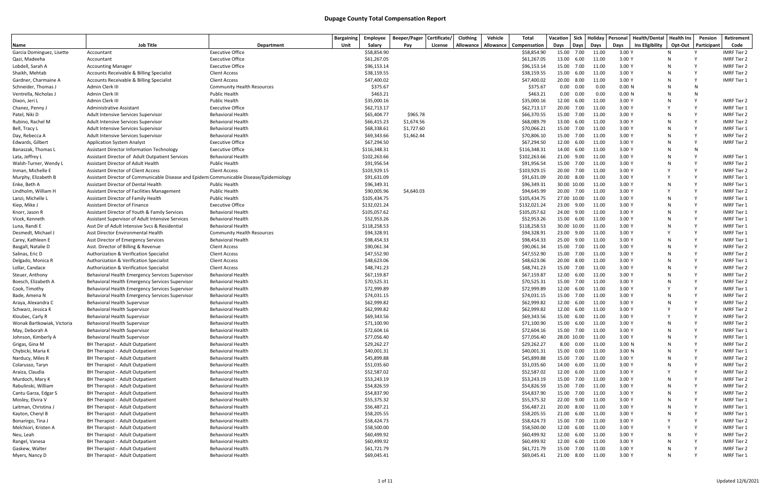# Dupage County Total Compensation Report

| Name | Job Title | Department | Bargaining Unit | Employee Salary | Beeper/Pager Pay | Certificate/ License | Clothing Allowance | Vehicle Allowance | Total Compensation | Vacation Days | Sick Days | Holiday Days | Personal Days | Health/Dental Ins Eligibility | Health Ins Opt-Out | Pension Participant | Retirement Code |
|---|---|---|---|---|---|---|---|---|---|---|---|---|---|---|---|---|---|
| Garcia Dominguez, Lisette | Accountant | Executive Office | | $58,854.90 | | | | | $58,854.90 | 15.00 | 7.00 | 11.00 | 3.00 | Y | N | Y | IMRF Tier 2 |
| Qazi, Madeeha | Accountant | Executive Office | | $61,267.05 | | | | | $61,267.05 | 13.00 | 6.00 | 11.00 | 3.00 | Y | N | Y | IMRF Tier 2 |
| Lobdell, Sarah A | Accounting Manager | Executive Office | | $96,153.14 | | | | | $96,153.14 | 15.00 | 7.00 | 11.00 | 3.00 | Y | N | Y | IMRF Tier 2 |
| Shaikh, Mehtab | Accounts Receivable & Billing Specialist | Client Access | | $38,159.55 | | | | | $38,159.55 | 15.00 | 6.00 | 11.00 | 3.00 | Y | N | Y | IMRF Tier 2 |
| Gardner, Charmaine A | Accounts Receivable & Billing Specialist | Client Access | | $47,400.02 | | | | | $47,400.02 | 20.00 | 8.00 | 11.00 | 3.00 | Y | N | Y | IMRF Tier 1 |
| Schneider, Thomas J | Admin Clerk III | Community Health Resources | | $375.67 | | | | | $375.67 | 0.00 | 0.00 | 0.00 | 0.00 | N | N | N | |
| Ventrella, Nicholas J | Admin Clerk III | Public Health | | $463.21 | | | | | $463.21 | 0.00 | 0.00 | 0.00 | 0.00 | N | N | N | |
| Dixon, Jeri L | Admin Clerk III | Public Health | | $35,000.16 | | | | | $35,000.16 | 12.00 | 6.00 | 11.00 | 3.00 | Y | N | Y | IMRF Tier 2 |
| Chanez, Penny J | Administrative Assistant | Executive Office | | $62,713.17 | | | | | $62,713.17 | 20.00 | 7.00 | 11.00 | 3.00 | Y | Y | Y | IMRF Tier 1 |
| Patel, Niki D | Adult Intensive Services Supervisor | Behavioral Health | | $65,404.77 | $965.78 | | | | $66,370.55 | 15.00 | 7.00 | 11.00 | 3.00 | Y | N | Y | IMRF Tier 2 |
| Rubino, Rachel M | Adult Intensive Services Supervisor | Behavioral Health | | $66,415.23 | $1,674.56 | | | | $68,089.79 | 13.00 | 6.00 | 11.00 | 3.00 | Y | N | Y | IMRF Tier 2 |
| Bell, Tracy L | Adult Intensive Services Supervisor | Behavioral Health | | $68,338.61 | $1,727.60 | | | | $70,066.21 | 15.00 | 7.00 | 11.00 | 3.00 | Y | N | Y | IMRF Tier 1 |
| Day, Rebecca A | Adult Intensive Services Supervisor | Behavioral Health | | $69,343.66 | $1,462.44 | | | | $70,806.10 | 15.00 | 7.00 | 11.00 | 3.00 | Y | N | Y | IMRF Tier 2 |
| Edwards, Gilbert | Application System Analyst | Executive Office | | $67,294.50 | | | | | $67,294.50 | 12.00 | 6.00 | 11.00 | 3.00 | Y | N | Y | IMRF Tier 2 |
| Banaszak, Thomas L | Assistant Director Information Technology | Executive Office | | $116,348.31 | | | | | $116,348.31 | 14.00 | 6.00 | 11.00 | 3.00 | Y | N | N | |
| Lata, Jeffrey L | Assistant Director of Adult Outpatient Services | Behavioral Health | | $102,263.66 | | | | | $102,263.66 | 21.00 | 9.00 | 11.00 | 3.00 | Y | N | Y | IMRF Tier 1 |
| Walsh-Turner, Wendy L | Assistant Director of Adult Health | Public Health | | $91,956.54 | | | | | $91,956.54 | 15.00 | 7.00 | 11.00 | 3.00 | Y | N | Y | IMRF Tier 2 |
| Inman, Michelle E | Assistant Director of Client Access | Client Access | | $103,929.15 | | | | | $103,929.15 | 20.00 | 7.00 | 11.00 | 3.00 | Y | Y | Y | IMRF Tier 2 |
| Murphy, Elizabeth B | Assistant Director of Communicable Disease and Epidemi | Communicable Disease/Epidemiology | | $91,631.09 | | | | | $91,631.09 | 20.00 | 8.00 | 11.00 | 3.00 | Y | Y | Y | IMRF Tier 1 |
| Enke, Beth A | Assistant Director of Dental Health | Public Health | | $96,349.31 | | | | | $96,349.31 | 30.00 | 10.00 | 11.00 | 3.00 | Y | N | Y | IMRF Tier 1 |
| Lindholm, William H | Assistant Director of Facilities Management | Public Health | | $90,005.96 | $4,640.03 | | | | $94,645.99 | 20.00 | 7.00 | 11.00 | 3.00 | Y | Y | Y | IMRF Tier 2 |
| Lanzi, Michelle L | Assistant Director of Family Health | Public Health | | $105,434.75 | | | | | $105,434.75 | 27.00 | 10.00 | 11.00 | 3.00 | Y | N | Y | IMRF Tier 1 |
| Kiep, Mike J | Assistant Director of Finance | Executive Office | | $132,021.24 | | | | | $132,021.24 | 23.00 | 9.00 | 11.00 | 3.00 | Y | N | Y | IMRF Tier 1 |
| Knorr, Jason R | Assistant Director of Youth & Family Services | Behavioral Health | | $105,057.62 | | | | | $105,057.62 | 24.00 | 9.00 | 11.00 | 3.00 | Y | N | Y | IMRF Tier 1 |
| Vicek, Kenneth | Assistant Supervisor of Adult Intensive Services | Behavioral Health | | $52,953.26 | | | | | $52,953.26 | 15.00 | 6.00 | 11.00 | 3.00 | Y | N | Y | IMRF Tier 1 |
| Luna, Randi E | Asst Dir of Adult Intensive Svcs & Residential | Behavioral Health | | $118,258.53 | | | | | $118,258.53 | 30.00 | 10.00 | 11.00 | 3.00 | Y | N | Y | IMRF Tier 1 |
| Desmedt, Michael J | Asst Director Environmental Health | Community Health Resources | | $94,328.91 | | | | | $94,328.91 | 23.00 | 9.00 | 11.00 | 3.00 | Y | Y | Y | IMRF Tier 1 |
| Carey, Kathleen E | Asst Director of Emergency Services | Behavioral Health | | $98,454.33 | | | | | $98,454.33 | 25.00 | 9.00 | 11.00 | 3.00 | Y | N | Y | IMRF Tier 1 |
| Basgall, Natalie D | Asst. Director of Billing & Revenue | Client Access | | $90,061.34 | | | | | $90,061.34 | 15.00 | 7.00 | 11.00 | 3.00 | Y | N | Y | IMRF Tier 2 |
| Salinas, Eric D | Authorization & Verification Specialist | Client Access | | $47,552.90 | | | | | $47,552.90 | 15.00 | 7.00 | 11.00 | 3.00 | Y | N | Y | IMRF Tier 2 |
| Delgado, Monica R | Authorization & Verification Specialist | Client Access | | $48,623.06 | | | | | $48,623.06 | 20.00 | 8.00 | 11.00 | 3.00 | Y | N | Y | IMRF Tier 1 |
| Lollar, Candace | Authorization & Verification Specialist | Client Access | | $48,741.23 | | | | | $48,741.23 | 15.00 | 7.00 | 11.00 | 3.00 | Y | N | Y | IMRF Tier 2 |
| Steuer, Anthony | Behavioral Health Emergency Services Supervisor | Behavioral Health | | $67,159.87 | | | | | $67,159.87 | 12.00 | 6.00 | 11.00 | 3.00 | Y | N | Y | IMRF Tier 2 |
| Boesch, Elizabeth A | Behavioral Health Emergency Services Supervisor | Behavioral Health | | $70,525.31 | | | | | $70,525.31 | 15.00 | 7.00 | 11.00 | 3.00 | Y | N | Y | IMRF Tier 2 |
| Cook, Timothy | Behavioral Health Emergency Services Supervisor | Behavioral Health | | $72,999.89 | | | | | $72,999.89 | 12.00 | 6.00 | 11.00 | 3.00 | Y | Y | Y | IMRF Tier 1 |
| Bade, Amena N | Behavioral Health Emergency Services Supervisor | Behavioral Health | | $74,031.15 | | | | | $74,031.15 | 15.00 | 7.00 | 11.00 | 3.00 | Y | N | Y | IMRF Tier 2 |
| Araya, Alexandra C | Behavioral Health Supervisor | Behavioral Health | | $62,999.82 | | | | | $62,999.82 | 12.00 | 6.00 | 11.00 | 3.00 | Y | N | Y | IMRF Tier 2 |
| Schwarz, Jessica K | Behavioral Health Supervisor | Behavioral Health | | $62,999.82 | | | | | $62,999.82 | 12.00 | 6.00 | 11.00 | 3.00 | Y | Y | Y | IMRF Tier 2 |
| Kloubec, Carly R | Behavioral Health Supervisor | Behavioral Health | | $69,343.56 | | | | | $69,343.56 | 15.00 | 6.00 | 11.00 | 3.00 | Y | Y | Y | IMRF Tier 2 |
| Wonak Bartkowiak, Victoria | Behavioral Health Supervisor | Behavioral Health | | $71,100.90 | | | | | $71,100.90 | 15.00 | 6.00 | 11.00 | 3.00 | Y | N | Y | IMRF Tier 2 |
| May, Deborah A | Behavioral Health Supervisor | Behavioral Health | | $72,604.16 | | | | | $72,604.16 | 15.00 | 7.00 | 11.00 | 3.00 | Y | N | Y | IMRF Tier 1 |
| Johnson, Kimberly A | Behavioral Health Supervisor | Behavioral Health | | $77,056.40 | | | | | $77,056.40 | 28.00 | 10.00 | 11.00 | 3.00 | Y | N | Y | IMRF Tier 1 |
| Grigas, Gina M | BH Therapist - Adult Outpatient | Behavioral Health | | $29,262.27 | | | | | $29,262.27 | 8.00 | 0.00 | 11.00 | 3.00 | N | N | Y | IMRF Tier 2 |
| Chybicki, Maria K | BH Therapist - Adult Outpatient | Behavioral Health | | $40,001.31 | | | | | $40,001.31 | 15.00 | 0.00 | 11.00 | 3.00 | N | N | Y | IMRF Tier 1 |
| Narducy, Miles R | BH Therapist - Adult Outpatient | Behavioral Health | | $45,899.88 | | | | | $45,899.88 | 15.00 | 7.00 | 11.00 | 3.00 | Y | N | Y | IMRF Tier 2 |
| Colarusso, Taryn | BH Therapist - Adult Outpatient | Behavioral Health | | $51,035.60 | | | | | $51,035.60 | 14.00 | 6.00 | 11.00 | 3.00 | Y | N | Y | IMRF Tier 2 |
| Araiza, Claudia | BH Therapist - Adult Outpatient | Behavioral Health | | $52,587.02 | | | | | $52,587.02 | 12.00 | 6.00 | 11.00 | 3.00 | Y | Y | Y | IMRF Tier 2 |
| Murdoch, Mary K | BH Therapist - Adult Outpatient | Behavioral Health | | $53,243.19 | | | | | $53,243.19 | 15.00 | 7.00 | 11.00 | 3.00 | Y | N | Y | IMRF Tier 2 |
| Rabulinski, William | BH Therapist - Adult Outpatient | Behavioral Health | | $54,826.59 | | | | | $54,826.59 | 15.00 | 7.00 | 11.00 | 3.00 | Y | N | Y | IMRF Tier 2 |
| Cantu Garza, Edgar S | BH Therapist - Adult Outpatient | Behavioral Health | | $54,837.90 | | | | | $54,837.90 | 15.00 | 7.00 | 11.00 | 3.00 | Y | N | Y | IMRF Tier 2 |
| Mosley, Elvira V | BH Therapist - Adult Outpatient | Behavioral Health | | $55,375.32 | | | | | $55,375.32 | 22.00 | 9.00 | 11.00 | 3.00 | Y | N | Y | IMRF Tier 1 |
| Laitman, Christina J | BH Therapist - Adult Outpatient | Behavioral Health | | $56,487.21 | | | | | $56,487.21 | 20.00 | 8.00 | 11.00 | 3.00 | Y | N | Y | IMRF Tier 1 |
| Kayton, Cheryl B | BH Therapist - Adult Outpatient | Behavioral Health | | $58,205.55 | | | | | $58,205.55 | 21.00 | 6.00 | 11.00 | 3.00 | Y | N | Y | IMRF Tier 1 |
| Bonarirgo, Tina J | BH Therapist - Adult Outpatient | Behavioral Health | | $58,424.73 | | | | | $58,424.73 | 15.00 | 7.00 | 11.00 | 3.00 | Y | Y | Y | IMRF Tier 2 |
| Melchiori, Kristen A | BH Therapist - Adult Outpatient | Behavioral Health | | $58,500.00 | | | | | $58,500.00 | 12.00 | 6.00 | 11.00 | 3.00 | Y | Y | Y | IMRF Tier 1 |
| Neu, Leah | BH Therapist - Adult Outpatient | Behavioral Health | | $60,499.92 | | | | | $60,499.92 | 12.00 | 6.00 | 11.00 | 3.00 | Y | N | Y | IMRF Tier 2 |
| Rangel, Vanesa | BH Therapist - Adult Outpatient | Behavioral Health | | $60,499.92 | | | | | $60,499.92 | 12.00 | 6.00 | 11.00 | 3.00 | Y | N | Y | IMRF Tier 2 |
| Gaskew, Walter | BH Therapist - Adult Outpatient | Behavioral Health | | $61,721.79 | | | | | $61,721.79 | 15.00 | 7.00 | 11.00 | 3.00 | Y | N | Y | IMRF Tier 2 |
| Myers, Nancy D | BH Therapist - Adult Outpatient | Behavioral Health | | $69,045.41 | | | | | $69,045.41 | 21.00 | 8.00 | 11.00 | 3.00 | Y | N | Y | IMRF Tier 1 |

Updated 12/6/2021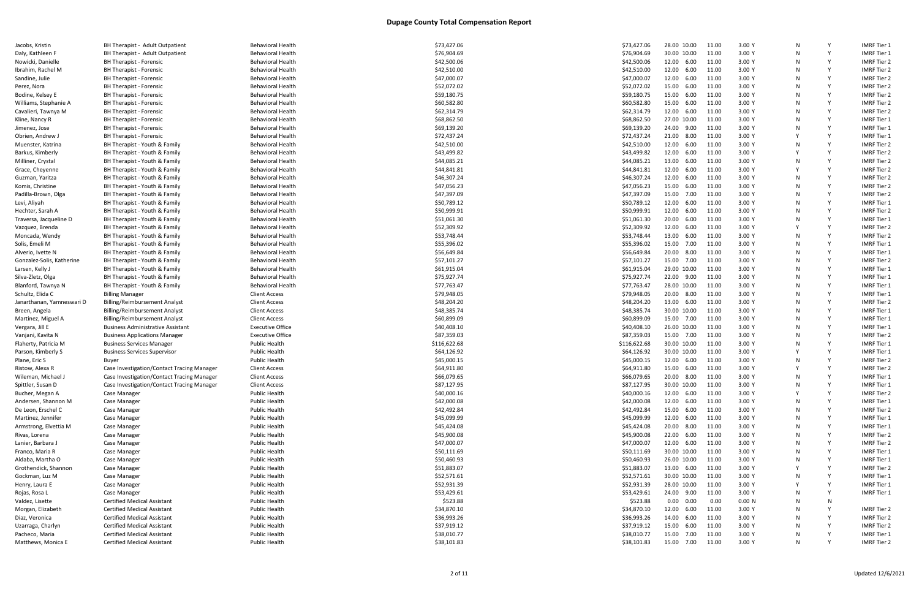# Dupage County Total Compensation Report

| | | | | | | | | | | | | |
|---|---|---|---|---|---|---|---|---|---|---|---|---|
| Jacobs, Kristin | BH Therapist - Adult Outpatient | Behavioral Health | $73,427.06 | $73,427.06 | 28.00 | 10.00 | 11.00 | 3.00 Y | N | Y | IMRF Tier 1 |
| Daly, Kathleen F | BH Therapist - Adult Outpatient | Behavioral Health | $76,904.69 | $76,904.69 | 30.00 | 10.00 | 11.00 | 3.00 Y | N | Y | IMRF Tier 1 |
| Nowicki, Danielle | BH Therapist - Forensic | Behavioral Health | $42,500.06 | $42,500.06 | 12.00 | 6.00 | 11.00 | 3.00 Y | N | Y | IMRF Tier 2 |
| Ibrahim, Rachel M | BH Therapist - Forensic | Behavioral Health | $42,510.00 | $42,510.00 | 12.00 | 6.00 | 11.00 | 3.00 Y | N | Y | IMRF Tier 2 |
| Sandine, Julie | BH Therapist - Forensic | Behavioral Health | $47,000.07 | $47,000.07 | 12.00 | 6.00 | 11.00 | 3.00 Y | N | Y | IMRF Tier 2 |
| Perez, Nora | BH Therapist - Forensic | Behavioral Health | $52,072.02 | $52,072.02 | 15.00 | 6.00 | 11.00 | 3.00 Y | N | Y | IMRF Tier 2 |
| Bodine, Kelsey E | BH Therapist - Forensic | Behavioral Health | $59,180.75 | $59,180.75 | 15.00 | 6.00 | 11.00 | 3.00 Y | N | Y | IMRF Tier 2 |
| Williams, Stephanie A | BH Therapist - Forensic | Behavioral Health | $60,582.80 | $60,582.80 | 15.00 | 6.00 | 11.00 | 3.00 Y | N | Y | IMRF Tier 2 |
| Cavalieri, Tawnya M | BH Therapist - Forensic | Behavioral Health | $62,314.79 | $62,314.79 | 12.00 | 6.00 | 11.00 | 3.00 Y | N | Y | IMRF Tier 2 |
| Kline, Nancy R | BH Therapist - Forensic | Behavioral Health | $68,862.50 | $68,862.50 | 27.00 | 10.00 | 11.00 | 3.00 Y | N | Y | IMRF Tier 1 |
| Jimenez, Jose | BH Therapist - Forensic | Behavioral Health | $69,139.20 | $69,139.20 | 24.00 | 9.00 | 11.00 | 3.00 Y | N | Y | IMRF Tier 1 |
| Obrien, Andrew J | BH Therapist - Forensic | Behavioral Health | $72,437.24 | $72,437.24 | 21.00 | 8.00 | 11.00 | 3.00 Y | Y | Y | IMRF Tier 1 |
| Muenster, Katrina | BH Therapist - Youth & Family | Behavioral Health | $42,510.00 | $42,510.00 | 12.00 | 6.00 | 11.00 | 3.00 Y | N | Y | IMRF Tier 2 |
| Barkus, Kimberly | BH Therapist - Youth & Family | Behavioral Health | $43,499.82 | $43,499.82 | 12.00 | 6.00 | 11.00 | 3.00 Y | Y | Y | IMRF Tier 2 |
| Milliner, Crystal | BH Therapist - Youth & Family | Behavioral Health | $44,085.21 | $44,085.21 | 13.00 | 6.00 | 11.00 | 3.00 Y | N | Y | IMRF Tier 2 |
| Grace, Cheyenne | BH Therapist - Youth & Family | Behavioral Health | $44,841.81 | $44,841.81 | 12.00 | 6.00 | 11.00 | 3.00 Y | Y | Y | IMRF Tier 2 |
| Guzman, Yaritza | BH Therapist - Youth & Family | Behavioral Health | $46,307.24 | $46,307.24 | 12.00 | 6.00 | 11.00 | 3.00 Y | N | Y | IMRF Tier 2 |
| Komis, Christine | BH Therapist - Youth & Family | Behavioral Health | $47,056.23 | $47,056.23 | 15.00 | 6.00 | 11.00 | 3.00 Y | N | Y | IMRF Tier 2 |
| Padilla-Brown, Olga | BH Therapist - Youth & Family | Behavioral Health | $47,397.09 | $47,397.09 | 15.00 | 7.00 | 11.00 | 3.00 Y | N | Y | IMRF Tier 2 |
| Levi, Aliyah | BH Therapist - Youth & Family | Behavioral Health | $50,789.12 | $50,789.12 | 12.00 | 6.00 | 11.00 | 3.00 Y | N | Y | IMRF Tier 1 |
| Hechter, Sarah A | BH Therapist - Youth & Family | Behavioral Health | $50,999.91 | $50,999.91 | 12.00 | 6.00 | 11.00 | 3.00 Y | N | Y | IMRF Tier 2 |
| Traversa, Jacqueline D | BH Therapist - Youth & Family | Behavioral Health | $51,061.30 | $51,061.30 | 20.00 | 6.00 | 11.00 | 3.00 Y | N | Y | IMRF Tier 1 |
| Vazquez, Brenda | BH Therapist - Youth & Family | Behavioral Health | $52,309.92 | $52,309.92 | 12.00 | 6.00 | 11.00 | 3.00 Y | Y | Y | IMRF Tier 2 |
| Moncada, Wendy | BH Therapist - Youth & Family | Behavioral Health | $53,748.44 | $53,748.44 | 13.00 | 6.00 | 11.00 | 3.00 Y | N | Y | IMRF Tier 2 |
| Solis, Emeli M | BH Therapist - Youth & Family | Behavioral Health | $55,396.02 | $55,396.02 | 15.00 | 7.00 | 11.00 | 3.00 Y | N | Y | IMRF Tier 1 |
| Alverio, Ivette N | BH Therapist - Youth & Family | Behavioral Health | $56,649.84 | $56,649.84 | 20.00 | 8.00 | 11.00 | 3.00 Y | N | Y | IMRF Tier 1 |
| Gonzalez-Solis, Katherine | BH Therapist - Youth & Family | Behavioral Health | $57,101.27 | $57,101.27 | 15.00 | 7.00 | 11.00 | 3.00 Y | N | Y | IMRF Tier 2 |
| Larsen, Kelly J | BH Therapist - Youth & Family | Behavioral Health | $61,915.04 | $61,915.04 | 29.00 | 10.00 | 11.00 | 3.00 Y | N | Y | IMRF Tier 1 |
| Silva-Zletz, Olga | BH Therapist - Youth & Family | Behavioral Health | $75,927.74 | $75,927.74 | 22.00 | 9.00 | 11.00 | 3.00 Y | N | Y | IMRF Tier 1 |
| Blanford, Tawnya N | BH Therapist - Youth & Family | Behavioral Health | $77,763.47 | $77,763.47 | 28.00 | 10.00 | 11.00 | 3.00 Y | N | Y | IMRF Tier 1 |
| Schultz, Elida C | Billing Manager | Client Access | $79,948.05 | $79,948.05 | 20.00 | 8.00 | 11.00 | 3.00 Y | N | Y | IMRF Tier 1 |
| Janarthanan, Yamneswari D | Billing/Reimbursement Analyst | Client Access | $48,204.20 | $48,204.20 | 13.00 | 6.00 | 11.00 | 3.00 Y | N | Y | IMRF Tier 2 |
| Breen, Angela | Billing/Reimbursement Analyst | Client Access | $48,385.74 | $48,385.74 | 30.00 | 10.00 | 11.00 | 3.00 Y | N | Y | IMRF Tier 1 |
| Martinez, Miguel A | Billing/Reimbursement Analyst | Client Access | $60,899.09 | $60,899.09 | 15.00 | 7.00 | 11.00 | 3.00 Y | N | Y | IMRF Tier 1 |
| Vergara, Jill E | Business Administrative Assistant | Executive Office | $40,408.10 | $40,408.10 | 26.00 | 10.00 | 11.00 | 3.00 Y | N | Y | IMRF Tier 1 |
| Vanjani, Kavita N | Business Applications Manager | Executive Office | $87,359.03 | $87,359.03 | 15.00 | 7.00 | 11.00 | 3.00 Y | N | Y | IMRF Tier 2 |
| Flaherty, Patricia M | Business Services Manager | Public Health | $116,622.68 | $116,622.68 | 30.00 | 10.00 | 11.00 | 3.00 Y | N | Y | IMRF Tier 1 |
| Parson, Kimberly S | Business Services Supervisor | Public Health | $64,126.92 | $64,126.92 | 30.00 | 10.00 | 11.00 | 3.00 Y | Y | Y | IMRF Tier 1 |
| Plane, Eric S | Buyer | Public Health | $45,000.15 | $45,000.15 | 12.00 | 6.00 | 11.00 | 3.00 Y | N | Y | IMRF Tier 2 |
| Ristow, Alexa R | Case Investigation/Contact Tracing Manager | Client Access | $64,911.80 | $64,911.80 | 15.00 | 6.00 | 11.00 | 3.00 Y | Y | Y | IMRF Tier 2 |
| Wileman, Michael J | Case Investigation/Contact Tracing Manager | Client Access | $66,079.65 | $66,079.65 | 20.00 | 8.00 | 11.00 | 3.00 Y | N | Y | IMRF Tier 1 |
| Spittler, Susan D | Case Investigation/Contact Tracing Manager | Client Access | $87,127.95 | $87,127.95 | 30.00 | 10.00 | 11.00 | 3.00 Y | N | Y | IMRF Tier 1 |
| Bucher, Megan A | Case Manager | Public Health | $40,000.16 | $40,000.16 | 12.00 | 6.00 | 11.00 | 3.00 Y | Y | Y | IMRF Tier 2 |
| Andersen, Shannon M | Case Manager | Public Health | $42,000.08 | $42,000.08 | 12.00 | 6.00 | 11.00 | 3.00 Y | N | Y | IMRF Tier 1 |
| De Leon, Erschel C | Case Manager | Public Health | $42,492.84 | $42,492.84 | 15.00 | 6.00 | 11.00 | 3.00 Y | N | Y | IMRF Tier 2 |
| Martinez, Jennifer | Case Manager | Public Health | $45,099.99 | $45,099.99 | 12.00 | 6.00 | 11.00 | 3.00 Y | N | Y | IMRF Tier 1 |
| Armstrong, Elvettia M | Case Manager | Public Health | $45,424.08 | $45,424.08 | 20.00 | 8.00 | 11.00 | 3.00 Y | N | Y | IMRF Tier 1 |
| Rivas, Lorena | Case Manager | Public Health | $45,900.08 | $45,900.08 | 22.00 | 6.00 | 11.00 | 3.00 Y | N | Y | IMRF Tier 2 |
| Lanier, Barbara J | Case Manager | Public Health | $47,000.07 | $47,000.07 | 12.00 | 6.00 | 11.00 | 3.00 Y | N | Y | IMRF Tier 2 |
| Franco, Maria R | Case Manager | Public Health | $50,111.69 | $50,111.69 | 30.00 | 10.00 | 11.00 | 3.00 Y | N | Y | IMRF Tier 1 |
| Aldaba, Martha O | Case Manager | Public Health | $50,460.93 | $50,460.93 | 26.00 | 10.00 | 11.00 | 3.00 Y | N | Y | IMRF Tier 1 |
| Grothendick, Shannon | Case Manager | Public Health | $51,883.07 | $51,883.07 | 13.00 | 6.00 | 11.00 | 3.00 Y | Y | Y | IMRF Tier 2 |
| Gockman, Luz M | Case Manager | Public Health | $52,571.61 | $52,571.61 | 30.00 | 10.00 | 11.00 | 3.00 Y | N | Y | IMRF Tier 1 |
| Henry, Laura E | Case Manager | Public Health | $52,931.39 | $52,931.39 | 28.00 | 10.00 | 11.00 | 3.00 Y | Y | Y | IMRF Tier 1 |
| Rojas, Rosa L | Case Manager | Public Health | $53,429.61 | $53,429.61 | 24.00 | 9.00 | 11.00 | 3.00 Y | N | Y | IMRF Tier 1 |
| Valdez, Lisette | Certified Medical Assistant | Public Health | $523.88 | $523.88 | 0.00 | 0.00 | 0.00 | 0.00 N | N | N | |
| Morgan, Elizabeth | Certified Medical Assistant | Public Health | $34,870.10 | $34,870.10 | 12.00 | 6.00 | 11.00 | 3.00 Y | N | Y | IMRF Tier 2 |
| Diaz, Veronica | Certified Medical Assistant | Public Health | $36,993.26 | $36,993.26 | 14.00 | 6.00 | 11.00 | 3.00 Y | N | Y | IMRF Tier 2 |
| Uzarraga, Charlyn | Certified Medical Assistant | Public Health | $37,919.12 | $37,919.12 | 15.00 | 6.00 | 11.00 | 3.00 Y | N | Y | IMRF Tier 2 |
| Pacheco, Maria | Certified Medical Assistant | Public Health | $38,010.77 | $38,010.77 | 15.00 | 7.00 | 11.00 | 3.00 Y | N | Y | IMRF Tier 1 |
| Matthews, Monica E | Certified Medical Assistant | Public Health | $38,101.83 | $38,101.83 | 15.00 | 7.00 | 11.00 | 3.00 Y | N | Y | IMRF Tier 2 |

Updated 12/6/2021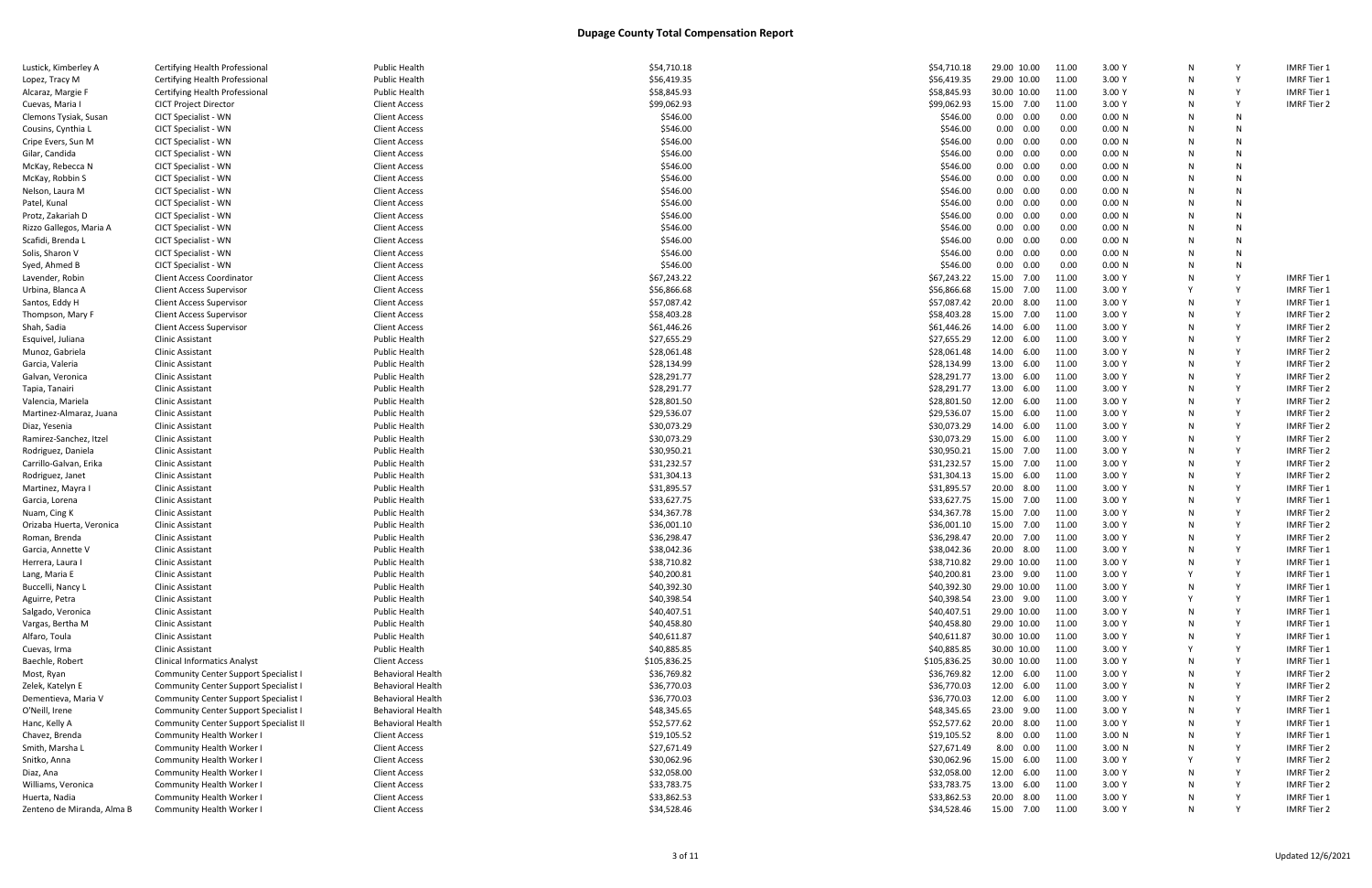# Dupage County Total Compensation Report

| | | | | | | | | | | | |
|---|---|---|---|---|---|---|---|---|---|---|---|
| Lustick, Kimberley A | Certifying Health Professional | Public Health | $54,710.18 | $54,710.18 | 29.00 | 10.00 | 11.00 | 3.00 Y | N | Y | IMRF Tier 1 |
| Lopez, Tracy M | Certifying Health Professional | Public Health | $56,419.35 | $56,419.35 | 29.00 | 10.00 | 11.00 | 3.00 Y | N | Y | IMRF Tier 1 |
| Alcaraz, Margie F | Certifying Health Professional | Public Health | $58,845.93 | $58,845.93 | 30.00 | 10.00 | 11.00 | 3.00 Y | N | Y | IMRF Tier 1 |
| Cuevas, Maria I | CICT Project Director | Client Access | $99,062.93 | $99,062.93 | 15.00 | 7.00 | 11.00 | 3.00 Y | N | Y | IMRF Tier 2 |
| Clemons Tysiak, Susan | CICT Specialist - WN | Client Access | $546.00 | $546.00 | 0.00 | 0.00 | 0.00 | 0.00 N | N | N | |
| Cousins, Cynthia L | CICT Specialist - WN | Client Access | $546.00 | $546.00 | 0.00 | 0.00 | 0.00 | 0.00 N | N | N | |
| Cripe Evers, Sun M | CICT Specialist - WN | Client Access | $546.00 | $546.00 | 0.00 | 0.00 | 0.00 | 0.00 N | N | N | |
| Gilar, Candida | CICT Specialist - WN | Client Access | $546.00 | $546.00 | 0.00 | 0.00 | 0.00 | 0.00 N | N | N | |
| McKay, Rebecca N | CICT Specialist - WN | Client Access | $546.00 | $546.00 | 0.00 | 0.00 | 0.00 | 0.00 N | N | N | |
| McKay, Robbin S | CICT Specialist - WN | Client Access | $546.00 | $546.00 | 0.00 | 0.00 | 0.00 | 0.00 N | N | N | |
| Nelson, Laura M | CICT Specialist - WN | Client Access | $546.00 | $546.00 | 0.00 | 0.00 | 0.00 | 0.00 N | N | N | |
| Patel, Kunal | CICT Specialist - WN | Client Access | $546.00 | $546.00 | 0.00 | 0.00 | 0.00 | 0.00 N | N | N | |
| Protz, Zakariah D | CICT Specialist - WN | Client Access | $546.00 | $546.00 | 0.00 | 0.00 | 0.00 | 0.00 N | N | N | |
| Rizzo Gallegos, Maria A | CICT Specialist - WN | Client Access | $546.00 | $546.00 | 0.00 | 0.00 | 0.00 | 0.00 N | N | N | |
| Scafidi, Brenda L | CICT Specialist - WN | Client Access | $546.00 | $546.00 | 0.00 | 0.00 | 0.00 | 0.00 N | N | N | |
| Solis, Sharon V | CICT Specialist - WN | Client Access | $546.00 | $546.00 | 0.00 | 0.00 | 0.00 | 0.00 N | N | N | |
| Syed, Ahmed B | CICT Specialist - WN | Client Access | $546.00 | $546.00 | 0.00 | 0.00 | 0.00 | 0.00 N | N | N | |
| Lavender, Robin | Client Access Coordinator | Client Access | $67,243.22 | $67,243.22 | 15.00 | 7.00 | 11.00 | 3.00 Y | N | Y | IMRF Tier 1 |
| Urbina, Blanca A | Client Access Supervisor | Client Access | $56,866.68 | $56,866.68 | 15.00 | 7.00 | 11.00 | 3.00 Y | Y | Y | IMRF Tier 1 |
| Santos, Eddy H | Client Access Supervisor | Client Access | $57,087.42 | $57,087.42 | 20.00 | 8.00 | 11.00 | 3.00 Y | N | Y | IMRF Tier 1 |
| Thompson, Mary F | Client Access Supervisor | Client Access | $58,403.28 | $58,403.28 | 15.00 | 7.00 | 11.00 | 3.00 Y | N | Y | IMRF Tier 2 |
| Shah, Sadia | Client Access Supervisor | Client Access | $61,446.26 | $61,446.26 | 14.00 | 6.00 | 11.00 | 3.00 Y | N | Y | IMRF Tier 2 |
| Esquivel, Juliana | Clinic Assistant | Public Health | $27,655.29 | $27,655.29 | 12.00 | 6.00 | 11.00 | 3.00 Y | N | Y | IMRF Tier 2 |
| Munoz, Gabriela | Clinic Assistant | Public Health | $28,061.48 | $28,061.48 | 14.00 | 6.00 | 11.00 | 3.00 Y | N | Y | IMRF Tier 2 |
| Garcia, Valeria | Clinic Assistant | Public Health | $28,134.99 | $28,134.99 | 13.00 | 6.00 | 11.00 | 3.00 Y | N | Y | IMRF Tier 2 |
| Galvan, Veronica | Clinic Assistant | Public Health | $28,291.77 | $28,291.77 | 13.00 | 6.00 | 11.00 | 3.00 Y | N | Y | IMRF Tier 2 |
| Tapia, Tanairi | Clinic Assistant | Public Health | $28,291.77 | $28,291.77 | 13.00 | 6.00 | 11.00 | 3.00 Y | N | Y | IMRF Tier 2 |
| Valencia, Mariela | Clinic Assistant | Public Health | $28,801.50 | $28,801.50 | 12.00 | 6.00 | 11.00 | 3.00 Y | N | Y | IMRF Tier 2 |
| Martinez-Almaraz, Juana | Clinic Assistant | Public Health | $29,536.07 | $29,536.07 | 15.00 | 6.00 | 11.00 | 3.00 Y | N | Y | IMRF Tier 2 |
| Diaz, Yesenia | Clinic Assistant | Public Health | $30,073.29 | $30,073.29 | 14.00 | 6.00 | 11.00 | 3.00 Y | N | Y | IMRF Tier 2 |
| Ramirez-Sanchez, Itzel | Clinic Assistant | Public Health | $30,073.29 | $30,073.29 | 15.00 | 6.00 | 11.00 | 3.00 Y | N | Y | IMRF Tier 2 |
| Rodriguez, Daniela | Clinic Assistant | Public Health | $30,950.21 | $30,950.21 | 15.00 | 7.00 | 11.00 | 3.00 Y | N | Y | IMRF Tier 2 |
| Carrillo-Galvan, Erika | Clinic Assistant | Public Health | $31,232.57 | $31,232.57 | 15.00 | 7.00 | 11.00 | 3.00 Y | N | Y | IMRF Tier 2 |
| Rodriguez, Janet | Clinic Assistant | Public Health | $31,304.13 | $31,304.13 | 15.00 | 6.00 | 11.00 | 3.00 Y | N | Y | IMRF Tier 2 |
| Martinez, Mayra I | Clinic Assistant | Public Health | $31,895.57 | $31,895.57 | 20.00 | 8.00 | 11.00 | 3.00 Y | N | Y | IMRF Tier 1 |
| Garcia, Lorena | Clinic Assistant | Public Health | $33,627.75 | $33,627.75 | 15.00 | 7.00 | 11.00 | 3.00 Y | N | Y | IMRF Tier 1 |
| Nuam, Cing K | Clinic Assistant | Public Health | $34,367.78 | $34,367.78 | 15.00 | 7.00 | 11.00 | 3.00 Y | N | Y | IMRF Tier 2 |
| Orizaba Huerta, Veronica | Clinic Assistant | Public Health | $36,001.10 | $36,001.10 | 15.00 | 7.00 | 11.00 | 3.00 Y | N | Y | IMRF Tier 2 |
| Roman, Brenda | Clinic Assistant | Public Health | $36,298.47 | $36,298.47 | 20.00 | 7.00 | 11.00 | 3.00 Y | N | Y | IMRF Tier 2 |
| Garcia, Annette V | Clinic Assistant | Public Health | $38,042.36 | $38,042.36 | 20.00 | 8.00 | 11.00 | 3.00 Y | N | Y | IMRF Tier 1 |
| Herrera, Laura I | Clinic Assistant | Public Health | $38,710.82 | $38,710.82 | 29.00 | 10.00 | 11.00 | 3.00 Y | N | Y | IMRF Tier 1 |
| Lang, Maria E | Clinic Assistant | Public Health | $40,200.81 | $40,200.81 | 23.00 | 9.00 | 11.00 | 3.00 Y | Y | Y | IMRF Tier 1 |
| Buccelli, Nancy L | Clinic Assistant | Public Health | $40,392.30 | $40,392.30 | 29.00 | 10.00 | 11.00 | 3.00 Y | N | Y | IMRF Tier 1 |
| Aguirre, Petra | Clinic Assistant | Public Health | $40,398.54 | $40,398.54 | 23.00 | 9.00 | 11.00 | 3.00 Y | Y | Y | IMRF Tier 1 |
| Salgado, Veronica | Clinic Assistant | Public Health | $40,407.51 | $40,407.51 | 29.00 | 10.00 | 11.00 | 3.00 Y | N | Y | IMRF Tier 1 |
| Vargas, Bertha M | Clinic Assistant | Public Health | $40,458.80 | $40,458.80 | 29.00 | 10.00 | 11.00 | 3.00 Y | N | Y | IMRF Tier 1 |
| Alfaro, Toula | Clinic Assistant | Public Health | $40,611.87 | $40,611.87 | 30.00 | 10.00 | 11.00 | 3.00 Y | N | Y | IMRF Tier 1 |
| Cuevas, Irma | Clinic Assistant | Public Health | $40,885.85 | $40,885.85 | 30.00 | 10.00 | 11.00 | 3.00 Y | Y | Y | IMRF Tier 1 |
| Baechle, Robert | Clinical Informatics Analyst | Client Access | $105,836.25 | $105,836.25 | 30.00 | 10.00 | 11.00 | 3.00 Y | N | Y | IMRF Tier 1 |
| Most, Ryan | Community Center Support Specialist I | Behavioral Health | $36,769.82 | $36,769.82 | 12.00 | 6.00 | 11.00 | 3.00 Y | N | Y | IMRF Tier 2 |
| Zelek, Katelyn E | Community Center Support Specialist I | Behavioral Health | $36,770.03 | $36,770.03 | 12.00 | 6.00 | 11.00 | 3.00 Y | N | Y | IMRF Tier 2 |
| Dementieva, Maria V | Community Center Support Specialist I | Behavioral Health | $36,770.03 | $36,770.03 | 12.00 | 6.00 | 11.00 | 3.00 Y | N | Y | IMRF Tier 2 |
| O'Neill, Irene | Community Center Support Specialist I | Behavioral Health | $48,345.65 | $48,345.65 | 23.00 | 9.00 | 11.00 | 3.00 Y | N | Y | IMRF Tier 1 |
| Hanc, Kelly A | Community Center Support Specialist II | Behavioral Health | $52,577.62 | $52,577.62 | 20.00 | 8.00 | 11.00 | 3.00 Y | N | Y | IMRF Tier 1 |
| Chavez, Brenda | Community Health Worker I | Client Access | $19,105.52 | $19,105.52 | 8.00 | 0.00 | 11.00 | 3.00 N | N | Y | IMRF Tier 1 |
| Smith, Marsha L | Community Health Worker I | Client Access | $27,671.49 | $27,671.49 | 8.00 | 0.00 | 11.00 | 3.00 N | N | Y | IMRF Tier 2 |
| Snitko, Anna | Community Health Worker I | Client Access | $30,062.96 | $30,062.96 | 15.00 | 6.00 | 11.00 | 3.00 Y | Y | Y | IMRF Tier 2 |
| Diaz, Ana | Community Health Worker I | Client Access | $32,058.00 | $32,058.00 | 12.00 | 6.00 | 11.00 | 3.00 Y | N | Y | IMRF Tier 2 |
| Williams, Veronica | Community Health Worker I | Client Access | $33,783.75 | $33,783.75 | 13.00 | 6.00 | 11.00 | 3.00 Y | N | Y | IMRF Tier 2 |
| Huerta, Nadia | Community Health Worker I | Client Access | $33,862.53 | $33,862.53 | 20.00 | 8.00 | 11.00 | 3.00 Y | N | Y | IMRF Tier 1 |
| Zenteno de Miranda, Alma B | Community Health Worker I | Client Access | $34,528.46 | $34,528.46 | 15.00 | 7.00 | 11.00 | 3.00 Y | N | Y | IMRF Tier 2 |

Updated 12/6/2021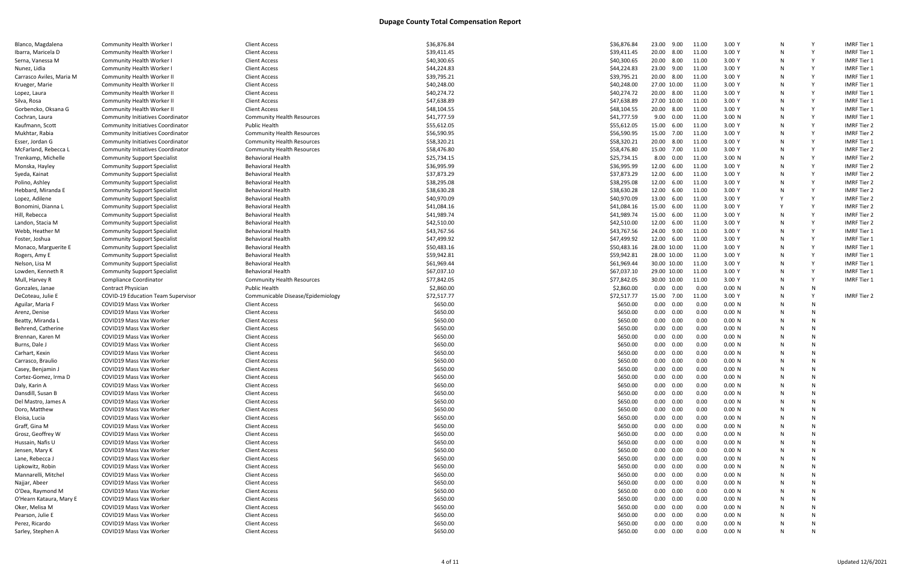# Dupage County Total Compensation Report

| | | | | | | | | | | | | |
|---|---|---|---|---|---|---|---|---|---|---|---|---|
| Blanco, Magdalena | Community Health Worker I | Client Access | $36,876.84 | $36,876.84 | 23.00 | 9.00 | 11.00 | 3.00 | Y | N | Y | IMRF Tier 1 |
| Ibarra, Maricela D | Community Health Worker I | Client Access | $39,411.45 | $39,411.45 | 20.00 | 8.00 | 11.00 | 3.00 | Y | N | Y | IMRF Tier 1 |
| Serna, Vanessa M | Community Health Worker I | Client Access | $40,300.65 | $40,300.65 | 20.00 | 8.00 | 11.00 | 3.00 | Y | N | Y | IMRF Tier 1 |
| Nunez, Lidia | Community Health Worker I | Client Access | $44,224.83 | $44,224.83 | 23.00 | 9.00 | 11.00 | 3.00 | Y | N | Y | IMRF Tier 1 |
| Carrasco Aviles, Maria M | Community Health Worker II | Client Access | $39,795.21 | $39,795.21 | 20.00 | 8.00 | 11.00 | 3.00 | Y | N | Y | IMRF Tier 1 |
| Krueger, Marie | Community Health Worker II | Client Access | $40,248.00 | $40,248.00 | 27.00 | 10.00 | 11.00 | 3.00 | Y | N | Y | IMRF Tier 1 |
| Lopez, Laura | Community Health Worker II | Client Access | $40,274.72 | $40,274.72 | 20.00 | 8.00 | 11.00 | 3.00 | Y | N | Y | IMRF Tier 1 |
| Silva, Rosa | Community Health Worker II | Client Access | $47,638.89 | $47,638.89 | 27.00 | 10.00 | 11.00 | 3.00 | Y | N | Y | IMRF Tier 1 |
| Gorbencko, Oksana G | Community Health Worker II | Client Access | $48,104.55 | $48,104.55 | 20.00 | 8.00 | 11.00 | 3.00 | Y | N | Y | IMRF Tier 1 |
| Cochran, Laura | Community Initiatives Coordinator | Community Health Resources | $41,777.59 | $41,777.59 | 9.00 | 0.00 | 11.00 | 3.00 | N | N | Y | IMRF Tier 1 |
| Kaufmann, Scott | Community Initiatives Coordinator | Public Health | $55,612.05 | $55,612.05 | 15.00 | 6.00 | 11.00 | 3.00 | Y | N | Y | IMRF Tier 2 |
| Mukhtar, Rabia | Community Initiatives Coordinator | Community Health Resources | $56,590.95 | $56,590.95 | 15.00 | 7.00 | 11.00 | 3.00 | Y | N | Y | IMRF Tier 2 |
| Esser, Jordan G | Community Initiatives Coordinator | Community Health Resources | $58,320.21 | $58,320.21 | 20.00 | 8.00 | 11.00 | 3.00 | Y | N | Y | IMRF Tier 1 |
| McFarland, Rebecca L | Community Initiatives Coordinator | Community Health Resources | $58,476.80 | $58,476.80 | 15.00 | 7.00 | 11.00 | 3.00 | Y | N | Y | IMRF Tier 2 |
| Trenkamp, Michelle | Community Support Specialist | Behavioral Health | $25,734.15 | $25,734.15 | 8.00 | 0.00 | 11.00 | 3.00 | N | N | Y | IMRF Tier 2 |
| Monska, Hayley | Community Support Specialist | Behavioral Health | $36,995.99 | $36,995.99 | 12.00 | 6.00 | 11.00 | 3.00 | Y | N | Y | IMRF Tier 2 |
| Syeda, Kainat | Community Support Specialist | Behavioral Health | $37,873.29 | $37,873.29 | 12.00 | 6.00 | 11.00 | 3.00 | Y | N | Y | IMRF Tier 2 |
| Polino, Ashley | Community Support Specialist | Behavioral Health | $38,295.08 | $38,295.08 | 12.00 | 6.00 | 11.00 | 3.00 | Y | N | Y | IMRF Tier 2 |
| Hebbard, Miranda E | Community Support Specialist | Behavioral Health | $38,630.28 | $38,630.28 | 12.00 | 6.00 | 11.00 | 3.00 | Y | N | Y | IMRF Tier 2 |
| Lopez, Adilene | Community Support Specialist | Behavioral Health | $40,970.09 | $40,970.09 | 13.00 | 6.00 | 11.00 | 3.00 | Y | Y | Y | IMRF Tier 2 |
| Bonomini, Dianna L | Community Support Specialist | Behavioral Health | $41,084.16 | $41,084.16 | 15.00 | 6.00 | 11.00 | 3.00 | Y | Y | Y | IMRF Tier 2 |
| Hill, Rebecca | Community Support Specialist | Behavioral Health | $41,989.74 | $41,989.74 | 15.00 | 6.00 | 11.00 | 3.00 | Y | N | Y | IMRF Tier 2 |
| Landon, Stacia M | Community Support Specialist | Behavioral Health | $42,510.00 | $42,510.00 | 12.00 | 6.00 | 11.00 | 3.00 | Y | N | Y | IMRF Tier 2 |
| Webb, Heather M | Community Support Specialist | Behavioral Health | $43,767.56 | $43,767.56 | 24.00 | 9.00 | 11.00 | 3.00 | Y | N | Y | IMRF Tier 1 |
| Foster, Joshua | Community Support Specialist | Behavioral Health | $47,499.92 | $47,499.92 | 12.00 | 6.00 | 11.00 | 3.00 | Y | N | Y | IMRF Tier 1 |
| Monaco, Marguerite E | Community Support Specialist | Behavioral Health | $50,483.16 | $50,483.16 | 28.00 | 10.00 | 11.00 | 3.00 | Y | N | Y | IMRF Tier 1 |
| Rogers, Amy E | Community Support Specialist | Behavioral Health | $59,942.81 | $59,942.81 | 28.00 | 10.00 | 11.00 | 3.00 | Y | N | Y | IMRF Tier 1 |
| Nelson, Lisa M | Community Support Specialist | Behavioral Health | $61,969.44 | $61,969.44 | 30.00 | 10.00 | 11.00 | 3.00 | Y | N | Y | IMRF Tier 1 |
| Lowden, Kenneth R | Community Support Specialist | Behavioral Health | $67,037.10 | $67,037.10 | 29.00 | 10.00 | 11.00 | 3.00 | Y | N | Y | IMRF Tier 1 |
| Mull, Harvey R | Compliance Coordinator | Community Health Resources | $77,842.05 | $77,842.05 | 30.00 | 10.00 | 11.00 | 3.00 | Y | N | Y | IMRF Tier 1 |
| Gonzales, Janae | Contract Physician | Public Health | $2,860.00 | $2,860.00 | 0.00 | 0.00 | 0.00 | 0.00 | N | N | N | |
| DeCoteau, Julie E | COVID-19 Education Team Supervisor | Communicable Disease/Epidemiology | $72,517.77 | $72,517.77 | 15.00 | 7.00 | 11.00 | 3.00 | Y | N | Y | IMRF Tier 2 |
| Aguilar, Maria F | COVID19 Mass Vax Worker | Client Access | $650.00 | $650.00 | 0.00 | 0.00 | 0.00 | 0.00 | N | N | N | |
| Arenz, Denise | COVID19 Mass Vax Worker | Client Access | $650.00 | $650.00 | 0.00 | 0.00 | 0.00 | 0.00 | N | N | N | |
| Beatty, Miranda L | COVID19 Mass Vax Worker | Client Access | $650.00 | $650.00 | 0.00 | 0.00 | 0.00 | 0.00 | N | N | N | |
| Behrend, Catherine | COVID19 Mass Vax Worker | Client Access | $650.00 | $650.00 | 0.00 | 0.00 | 0.00 | 0.00 | N | N | N | |
| Brennan, Karen M | COVID19 Mass Vax Worker | Client Access | $650.00 | $650.00 | 0.00 | 0.00 | 0.00 | 0.00 | N | N | N | |
| Burns, Dale J | COVID19 Mass Vax Worker | Client Access | $650.00 | $650.00 | 0.00 | 0.00 | 0.00 | 0.00 | N | N | N | |
| Carhart, Kexin | COVID19 Mass Vax Worker | Client Access | $650.00 | $650.00 | 0.00 | 0.00 | 0.00 | 0.00 | N | N | N | |
| Carrasco, Braulio | COVID19 Mass Vax Worker | Client Access | $650.00 | $650.00 | 0.00 | 0.00 | 0.00 | 0.00 | N | N | N | |
| Casey, Benjamin J | COVID19 Mass Vax Worker | Client Access | $650.00 | $650.00 | 0.00 | 0.00 | 0.00 | 0.00 | N | N | N | |
| Cortez-Gomez, Irma D | COVID19 Mass Vax Worker | Client Access | $650.00 | $650.00 | 0.00 | 0.00 | 0.00 | 0.00 | N | N | N | |
| Daly, Karin A | COVID19 Mass Vax Worker | Client Access | $650.00 | $650.00 | 0.00 | 0.00 | 0.00 | 0.00 | N | N | N | |
| Dansdill, Susan B | COVID19 Mass Vax Worker | Client Access | $650.00 | $650.00 | 0.00 | 0.00 | 0.00 | 0.00 | N | N | N | |
| Del Mastro, James A | COVID19 Mass Vax Worker | Client Access | $650.00 | $650.00 | 0.00 | 0.00 | 0.00 | 0.00 | N | N | N | |
| Doro, Matthew | COVID19 Mass Vax Worker | Client Access | $650.00 | $650.00 | 0.00 | 0.00 | 0.00 | 0.00 | N | N | N | |
| Eloisa, Lucia | COVID19 Mass Vax Worker | Client Access | $650.00 | $650.00 | 0.00 | 0.00 | 0.00 | 0.00 | N | N | N | |
| Graff, Gina M | COVID19 Mass Vax Worker | Client Access | $650.00 | $650.00 | 0.00 | 0.00 | 0.00 | 0.00 | N | N | N | |
| Grosz, Geoffrey W | COVID19 Mass Vax Worker | Client Access | $650.00 | $650.00 | 0.00 | 0.00 | 0.00 | 0.00 | N | N | N | |
| Hussain, Nafis U | COVID19 Mass Vax Worker | Client Access | $650.00 | $650.00 | 0.00 | 0.00 | 0.00 | 0.00 | N | N | N | |
| Jensen, Mary K | COVID19 Mass Vax Worker | Client Access | $650.00 | $650.00 | 0.00 | 0.00 | 0.00 | 0.00 | N | N | N | |
| Lane, Rebecca J | COVID19 Mass Vax Worker | Client Access | $650.00 | $650.00 | 0.00 | 0.00 | 0.00 | 0.00 | N | N | N | |
| Lipkowitz, Robin | COVID19 Mass Vax Worker | Client Access | $650.00 | $650.00 | 0.00 | 0.00 | 0.00 | 0.00 | N | N | N | |
| Mannarelli, Mitchel | COVID19 Mass Vax Worker | Client Access | $650.00 | $650.00 | 0.00 | 0.00 | 0.00 | 0.00 | N | N | N | |
| Najjar, Abeer | COVID19 Mass Vax Worker | Client Access | $650.00 | $650.00 | 0.00 | 0.00 | 0.00 | 0.00 | N | N | N | |
| O'Dea, Raymond M | COVID19 Mass Vax Worker | Client Access | $650.00 | $650.00 | 0.00 | 0.00 | 0.00 | 0.00 | N | N | N | |
| O'Hearn Kataura, Mary E | COVID19 Mass Vax Worker | Client Access | $650.00 | $650.00 | 0.00 | 0.00 | 0.00 | 0.00 | N | N | N | |
| Oker, Melisa M | COVID19 Mass Vax Worker | Client Access | $650.00 | $650.00 | 0.00 | 0.00 | 0.00 | 0.00 | N | N | N | |
| Pearson, Julie E | COVID19 Mass Vax Worker | Client Access | $650.00 | $650.00 | 0.00 | 0.00 | 0.00 | 0.00 | N | N | N | |
| Perez, Ricardo | COVID19 Mass Vax Worker | Client Access | $650.00 | $650.00 | 0.00 | 0.00 | 0.00 | 0.00 | N | N | N | |
| Sarley, Stephen A | COVID19 Mass Vax Worker | Client Access | $650.00 | $650.00 | 0.00 | 0.00 | 0.00 | 0.00 | N | N | N | |

Updated 12/6/2021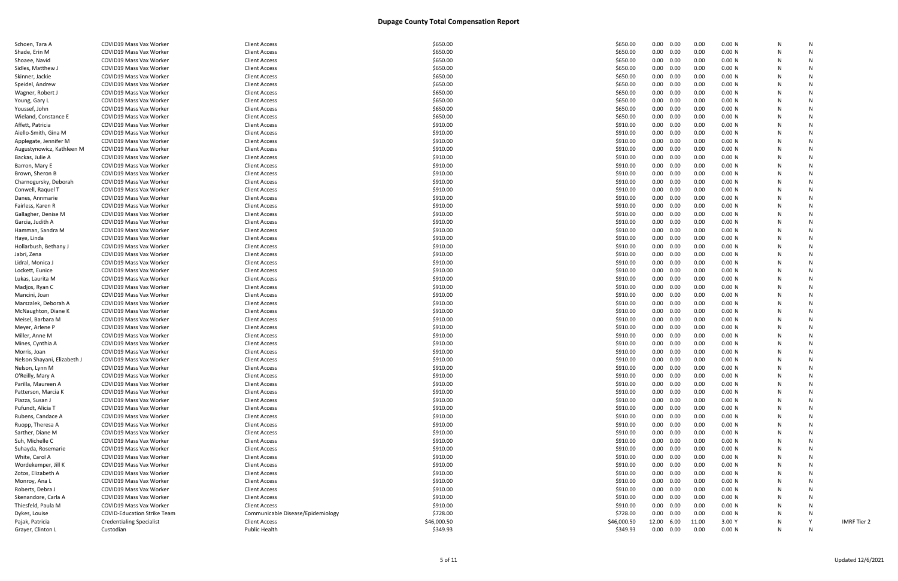# Dupage County Total Compensation Report

| | | | | | | | | | | | | |
|---|---|---|---|---|---|---|---|---|---|---|---|---|
| Schoen, Tara A | COVID19 Mass Vax Worker | Client Access | $650.00 | $650.00 | 0.00 | 0.00 | 0.00 | 0.00 N | N | N | |
| Shade, Erin M | COVID19 Mass Vax Worker | Client Access | $650.00 | $650.00 | 0.00 | 0.00 | 0.00 | 0.00 N | N | N | |
| Shoaee, Navid | COVID19 Mass Vax Worker | Client Access | $650.00 | $650.00 | 0.00 | 0.00 | 0.00 | 0.00 N | N | N | |
| Sidles, Matthew J | COVID19 Mass Vax Worker | Client Access | $650.00 | $650.00 | 0.00 | 0.00 | 0.00 | 0.00 N | N | N | |
| Skinner, Jackie | COVID19 Mass Vax Worker | Client Access | $650.00 | $650.00 | 0.00 | 0.00 | 0.00 | 0.00 N | N | N | |
| Speidel, Andrew | COVID19 Mass Vax Worker | Client Access | $650.00 | $650.00 | 0.00 | 0.00 | 0.00 | 0.00 N | N | N | |
| Wagner, Robert J | COVID19 Mass Vax Worker | Client Access | $650.00 | $650.00 | 0.00 | 0.00 | 0.00 | 0.00 N | N | N | |
| Young, Gary L | COVID19 Mass Vax Worker | Client Access | $650.00 | $650.00 | 0.00 | 0.00 | 0.00 | 0.00 N | N | N | |
| Youssef, John | COVID19 Mass Vax Worker | Client Access | $650.00 | $650.00 | 0.00 | 0.00 | 0.00 | 0.00 N | N | N | |
| Wieland, Constance E | COVID19 Mass Vax Worker | Client Access | $650.00 | $650.00 | 0.00 | 0.00 | 0.00 | 0.00 N | N | N | |
| Affett, Patricia | COVID19 Mass Vax Worker | Client Access | $910.00 | $910.00 | 0.00 | 0.00 | 0.00 | 0.00 N | N | N | |
| Aiello-Smith, Gina M | COVID19 Mass Vax Worker | Client Access | $910.00 | $910.00 | 0.00 | 0.00 | 0.00 | 0.00 N | N | N | |
| Applegate, Jennifer M | COVID19 Mass Vax Worker | Client Access | $910.00 | $910.00 | 0.00 | 0.00 | 0.00 | 0.00 N | N | N | |
| Augustynowicz, Kathleen M | COVID19 Mass Vax Worker | Client Access | $910.00 | $910.00 | 0.00 | 0.00 | 0.00 | 0.00 N | N | N | |
| Backas, Julie A | COVID19 Mass Vax Worker | Client Access | $910.00 | $910.00 | 0.00 | 0.00 | 0.00 | 0.00 N | N | N | |
| Barron, Mary E | COVID19 Mass Vax Worker | Client Access | $910.00 | $910.00 | 0.00 | 0.00 | 0.00 | 0.00 N | N | N | |
| Brown, Sheron B | COVID19 Mass Vax Worker | Client Access | $910.00 | $910.00 | 0.00 | 0.00 | 0.00 | 0.00 N | N | N | |
| Charnogursky, Deborah | COVID19 Mass Vax Worker | Client Access | $910.00 | $910.00 | 0.00 | 0.00 | 0.00 | 0.00 N | N | N | |
| Conwell, Raquel T | COVID19 Mass Vax Worker | Client Access | $910.00 | $910.00 | 0.00 | 0.00 | 0.00 | 0.00 N | N | N | |
| Danes, Annmarie | COVID19 Mass Vax Worker | Client Access | $910.00 | $910.00 | 0.00 | 0.00 | 0.00 | 0.00 N | N | N | |
| Fairless, Karen R | COVID19 Mass Vax Worker | Client Access | $910.00 | $910.00 | 0.00 | 0.00 | 0.00 | 0.00 N | N | N | |
| Gallagher, Denise M | COVID19 Mass Vax Worker | Client Access | $910.00 | $910.00 | 0.00 | 0.00 | 0.00 | 0.00 N | N | N | |
| Garcia, Judith A | COVID19 Mass Vax Worker | Client Access | $910.00 | $910.00 | 0.00 | 0.00 | 0.00 | 0.00 N | N | N | |
| Hamman, Sandra M | COVID19 Mass Vax Worker | Client Access | $910.00 | $910.00 | 0.00 | 0.00 | 0.00 | 0.00 N | N | N | |
| Haye, Linda | COVID19 Mass Vax Worker | Client Access | $910.00 | $910.00 | 0.00 | 0.00 | 0.00 | 0.00 N | N | N | |
| Hollarbush, Bethany J | COVID19 Mass Vax Worker | Client Access | $910.00 | $910.00 | 0.00 | 0.00 | 0.00 | 0.00 N | N | N | |
| Jabri, Zena | COVID19 Mass Vax Worker | Client Access | $910.00 | $910.00 | 0.00 | 0.00 | 0.00 | 0.00 N | N | N | |
| Lidral, Monica J | COVID19 Mass Vax Worker | Client Access | $910.00 | $910.00 | 0.00 | 0.00 | 0.00 | 0.00 N | N | N | |
| Lockett, Eunice | COVID19 Mass Vax Worker | Client Access | $910.00 | $910.00 | 0.00 | 0.00 | 0.00 | 0.00 N | N | N | |
| Lukas, Laurita M | COVID19 Mass Vax Worker | Client Access | $910.00 | $910.00 | 0.00 | 0.00 | 0.00 | 0.00 N | N | N | |
| Madjos, Ryan C | COVID19 Mass Vax Worker | Client Access | $910.00 | $910.00 | 0.00 | 0.00 | 0.00 | 0.00 N | N | N | |
| Mancini, Joan | COVID19 Mass Vax Worker | Client Access | $910.00 | $910.00 | 0.00 | 0.00 | 0.00 | 0.00 N | N | N | |
| Marszalek, Deborah A | COVID19 Mass Vax Worker | Client Access | $910.00 | $910.00 | 0.00 | 0.00 | 0.00 | 0.00 N | N | N | |
| McNaughton, Diane K | COVID19 Mass Vax Worker | Client Access | $910.00 | $910.00 | 0.00 | 0.00 | 0.00 | 0.00 N | N | N | |
| Meisel, Barbara M | COVID19 Mass Vax Worker | Client Access | $910.00 | $910.00 | 0.00 | 0.00 | 0.00 | 0.00 N | N | N | |
| Meyer, Arlene P | COVID19 Mass Vax Worker | Client Access | $910.00 | $910.00 | 0.00 | 0.00 | 0.00 | 0.00 N | N | N | |
| Miller, Anne M | COVID19 Mass Vax Worker | Client Access | $910.00 | $910.00 | 0.00 | 0.00 | 0.00 | 0.00 N | N | N | |
| Mines, Cynthia A | COVID19 Mass Vax Worker | Client Access | $910.00 | $910.00 | 0.00 | 0.00 | 0.00 | 0.00 N | N | N | |
| Morris, Joan | COVID19 Mass Vax Worker | Client Access | $910.00 | $910.00 | 0.00 | 0.00 | 0.00 | 0.00 N | N | N | |
| Nelson Shayani, Elizabeth J | COVID19 Mass Vax Worker | Client Access | $910.00 | $910.00 | 0.00 | 0.00 | 0.00 | 0.00 N | N | N | |
| Nelson, Lynn M | COVID19 Mass Vax Worker | Client Access | $910.00 | $910.00 | 0.00 | 0.00 | 0.00 | 0.00 N | N | N | |
| O'Reilly, Mary A | COVID19 Mass Vax Worker | Client Access | $910.00 | $910.00 | 0.00 | 0.00 | 0.00 | 0.00 N | N | N | |
| Parilla, Maureen A | COVID19 Mass Vax Worker | Client Access | $910.00 | $910.00 | 0.00 | 0.00 | 0.00 | 0.00 N | N | N | |
| Patterson, Marcia K | COVID19 Mass Vax Worker | Client Access | $910.00 | $910.00 | 0.00 | 0.00 | 0.00 | 0.00 N | N | N | |
| Piazza, Susan J | COVID19 Mass Vax Worker | Client Access | $910.00 | $910.00 | 0.00 | 0.00 | 0.00 | 0.00 N | N | N | |
| Pufundt, Alicia T | COVID19 Mass Vax Worker | Client Access | $910.00 | $910.00 | 0.00 | 0.00 | 0.00 | 0.00 N | N | N | |
| Rubens, Candace A | COVID19 Mass Vax Worker | Client Access | $910.00 | $910.00 | 0.00 | 0.00 | 0.00 | 0.00 N | N | N | |
| Ruopp, Theresa A | COVID19 Mass Vax Worker | Client Access | $910.00 | $910.00 | 0.00 | 0.00 | 0.00 | 0.00 N | N | N | |
| Sarther, Diane M | COVID19 Mass Vax Worker | Client Access | $910.00 | $910.00 | 0.00 | 0.00 | 0.00 | 0.00 N | N | N | |
| Suh, Michelle C | COVID19 Mass Vax Worker | Client Access | $910.00 | $910.00 | 0.00 | 0.00 | 0.00 | 0.00 N | N | N | |
| Suhayda, Rosemarie | COVID19 Mass Vax Worker | Client Access | $910.00 | $910.00 | 0.00 | 0.00 | 0.00 | 0.00 N | N | N | |
| White, Carol A | COVID19 Mass Vax Worker | Client Access | $910.00 | $910.00 | 0.00 | 0.00 | 0.00 | 0.00 N | N | N | |
| Wordekemper, Jill K | COVID19 Mass Vax Worker | Client Access | $910.00 | $910.00 | 0.00 | 0.00 | 0.00 | 0.00 N | N | N | |
| Zotos, Elizabeth A | COVID19 Mass Vax Worker | Client Access | $910.00 | $910.00 | 0.00 | 0.00 | 0.00 | 0.00 N | N | N | |
| Monroy, Ana L | COVID19 Mass Vax Worker | Client Access | $910.00 | $910.00 | 0.00 | 0.00 | 0.00 | 0.00 N | N | N | |
| Roberts, Debra J | COVID19 Mass Vax Worker | Client Access | $910.00 | $910.00 | 0.00 | 0.00 | 0.00 | 0.00 N | N | N | |
| Skenandore, Carla A | COVID19 Mass Vax Worker | Client Access | $910.00 | $910.00 | 0.00 | 0.00 | 0.00 | 0.00 N | N | N | |
| Thiesfeld, Paula M | COVID19 Mass Vax Worker | Client Access | $910.00 | $910.00 | 0.00 | 0.00 | 0.00 | 0.00 N | N | N | |
| Dykes, Louise | COVID-Education Strike Team | Communicable Disease/Epidemiology | $728.00 | $728.00 | 0.00 | 0.00 | 0.00 | 0.00 N | N | N | |
| Pajak, Patricia | Credentialing Specialist | Client Access | $46,000.50 | $46,000.50 | 12.00 | 6.00 | 11.00 | 3.00 Y | N | Y | IMRF Tier 2 |
| Grayer, Clinton L | Custodian | Public Health | $349.93 | $349.93 | 0.00 | 0.00 | 0.00 | 0.00 N | N | N | |

Updated 12/6/2021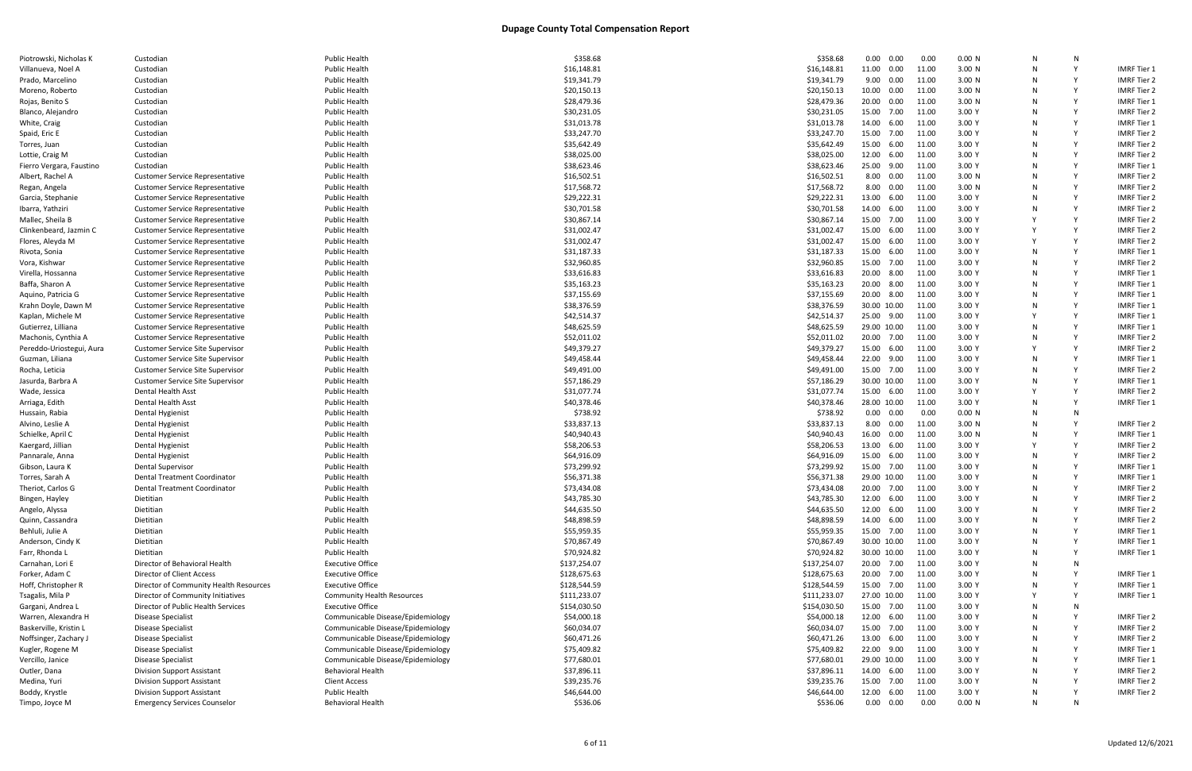# Dupage County Total Compensation Report

| | | | | | | | | | | | |
|---|---|---|---|---|---|---|---|---|---|---|---|
| Piotrowski, Nicholas K | Custodian | Public Health | $358.68 | $358.68 | 0.00 | 0.00 | 0.00 | 0.00 N | N | N | |
| Villanueva, Noel A | Custodian | Public Health | $16,148.81 | $16,148.81 | 11.00 | 0.00 | 11.00 | 3.00 N | N | Y | IMRF Tier 1 |
| Prado, Marcelino | Custodian | Public Health | $19,341.79 | $19,341.79 | 9.00 | 0.00 | 11.00 | 3.00 N | N | Y | IMRF Tier 2 |
| Moreno, Roberto | Custodian | Public Health | $20,150.13 | $20,150.13 | 10.00 | 0.00 | 11.00 | 3.00 N | N | Y | IMRF Tier 2 |
| Rojas, Benito S | Custodian | Public Health | $28,479.36 | $28,479.36 | 20.00 | 0.00 | 11.00 | 3.00 N | N | Y | IMRF Tier 1 |
| Blanco, Alejandro | Custodian | Public Health | $30,231.05 | $30,231.05 | 15.00 | 7.00 | 11.00 | 3.00 Y | N | Y | IMRF Tier 2 |
| White, Craig | Custodian | Public Health | $31,013.78 | $31,013.78 | 14.00 | 6.00 | 11.00 | 3.00 Y | N | Y | IMRF Tier 1 |
| Spaid, Eric E | Custodian | Public Health | $33,247.70 | $33,247.70 | 15.00 | 7.00 | 11.00 | 3.00 Y | N | Y | IMRF Tier 2 |
| Torres, Juan | Custodian | Public Health | $35,642.49 | $35,642.49 | 15.00 | 6.00 | 11.00 | 3.00 Y | N | Y | IMRF Tier 2 |
| Lottie, Craig M | Custodian | Public Health | $38,025.00 | $38,025.00 | 12.00 | 6.00 | 11.00 | 3.00 Y | N | Y | IMRF Tier 2 |
| Fierro Vergara, Faustino | Custodian | Public Health | $38,623.46 | $38,623.46 | 25.00 | 9.00 | 11.00 | 3.00 Y | N | Y | IMRF Tier 1 |
| Albert, Rachel A | Customer Service Representative | Public Health | $16,502.51 | $16,502.51 | 8.00 | 0.00 | 11.00 | 3.00 N | N | Y | IMRF Tier 2 |
| Regan, Angela | Customer Service Representative | Public Health | $17,568.72 | $17,568.72 | 8.00 | 0.00 | 11.00 | 3.00 N | N | Y | IMRF Tier 2 |
| Garcia, Stephanie | Customer Service Representative | Public Health | $29,222.31 | $29,222.31 | 13.00 | 6.00 | 11.00 | 3.00 Y | N | Y | IMRF Tier 2 |
| Ibarra, Yathziri | Customer Service Representative | Public Health | $30,701.58 | $30,701.58 | 14.00 | 6.00 | 11.00 | 3.00 Y | N | Y | IMRF Tier 2 |
| Mallec, Sheila B | Customer Service Representative | Public Health | $30,867.14 | $30,867.14 | 15.00 | 7.00 | 11.00 | 3.00 Y | Y | Y | IMRF Tier 2 |
| Clinkenbeard, Jazmin C | Customer Service Representative | Public Health | $31,002.47 | $31,002.47 | 15.00 | 6.00 | 11.00 | 3.00 Y | Y | Y | IMRF Tier 2 |
| Flores, Aleyda M | Customer Service Representative | Public Health | $31,002.47 | $31,002.47 | 15.00 | 6.00 | 11.00 | 3.00 Y | Y | Y | IMRF Tier 2 |
| Rivota, Sonia | Customer Service Representative | Public Health | $31,187.33 | $31,187.33 | 15.00 | 6.00 | 11.00 | 3.00 Y | N | Y | IMRF Tier 1 |
| Vora, Kishwar | Customer Service Representative | Public Health | $32,960.85 | $32,960.85 | 15.00 | 7.00 | 11.00 | 3.00 Y | N | Y | IMRF Tier 2 |
| Virella, Hossanna | Customer Service Representative | Public Health | $33,616.83 | $33,616.83 | 20.00 | 8.00 | 11.00 | 3.00 Y | N | Y | IMRF Tier 1 |
| Baffa, Sharon A | Customer Service Representative | Public Health | $35,163.23 | $35,163.23 | 20.00 | 8.00 | 11.00 | 3.00 Y | N | Y | IMRF Tier 1 |
| Aquino, Patricia G | Customer Service Representative | Public Health | $37,155.69 | $37,155.69 | 20.00 | 8.00 | 11.00 | 3.00 Y | N | Y | IMRF Tier 1 |
| Krahn Doyle, Dawn M | Customer Service Representative | Public Health | $38,376.59 | $38,376.59 | 30.00 | 10.00 | 11.00 | 3.00 Y | N | Y | IMRF Tier 1 |
| Kaplan, Michele M | Customer Service Representative | Public Health | $42,514.37 | $42,514.37 | 25.00 | 9.00 | 11.00 | 3.00 Y | Y | Y | IMRF Tier 1 |
| Gutierrez, Lilliana | Customer Service Representative | Public Health | $48,625.59 | $48,625.59 | 29.00 | 10.00 | 11.00 | 3.00 Y | N | Y | IMRF Tier 1 |
| Machonis, Cynthia A | Customer Service Representative | Public Health | $52,011.02 | $52,011.02 | 20.00 | 7.00 | 11.00 | 3.00 Y | N | Y | IMRF Tier 2 |
| Pereddo-Uriostegui, Aura | Customer Service Site Supervisor | Public Health | $49,379.27 | $49,379.27 | 15.00 | 6.00 | 11.00 | 3.00 Y | Y | Y | IMRF Tier 2 |
| Guzman, Liliana | Customer Service Site Supervisor | Public Health | $49,458.44 | $49,458.44 | 22.00 | 9.00 | 11.00 | 3.00 Y | N | Y | IMRF Tier 1 |
| Rocha, Leticia | Customer Service Site Supervisor | Public Health | $49,491.00 | $49,491.00 | 15.00 | 7.00 | 11.00 | 3.00 Y | N | Y | IMRF Tier 2 |
| Jasurda, Barbra A | Customer Service Site Supervisor | Public Health | $57,186.29 | $57,186.29 | 30.00 | 10.00 | 11.00 | 3.00 Y | N | Y | IMRF Tier 1 |
| Wade, Jessica | Dental Health Asst | Public Health | $31,077.74 | $31,077.74 | 15.00 | 6.00 | 11.00 | 3.00 Y | Y | Y | IMRF Tier 2 |
| Arriaga, Edith | Dental Health Asst | Public Health | $40,378.46 | $40,378.46 | 28.00 | 10.00 | 11.00 | 3.00 Y | N | Y | IMRF Tier 1 |
| Hussain, Rabia | Dental Hygienist | Public Health | $738.92 | $738.92 | 0.00 | 0.00 | 0.00 | 0.00 N | N | N | |
| Alvino, Leslie A | Dental Hygienist | Public Health | $33,837.13 | $33,837.13 | 8.00 | 0.00 | 11.00 | 3.00 N | N | Y | IMRF Tier 2 |
| Schielke, April C | Dental Hygienist | Public Health | $40,940.43 | $40,940.43 | 16.00 | 0.00 | 11.00 | 3.00 N | N | Y | IMRF Tier 1 |
| Kaergard, Jillian | Dental Hygienist | Public Health | $58,206.53 | $58,206.53 | 13.00 | 6.00 | 11.00 | 3.00 Y | Y | Y | IMRF Tier 2 |
| Pannarale, Anna | Dental Hygienist | Public Health | $64,916.09 | $64,916.09 | 15.00 | 6.00 | 11.00 | 3.00 Y | N | Y | IMRF Tier 2 |
| Gibson, Laura K | Dental Supervisor | Public Health | $73,299.92 | $73,299.92 | 15.00 | 7.00 | 11.00 | 3.00 Y | N | Y | IMRF Tier 1 |
| Torres, Sarah A | Dental Treatment Coordinator | Public Health | $56,371.38 | $56,371.38 | 29.00 | 10.00 | 11.00 | 3.00 Y | N | Y | IMRF Tier 1 |
| Theriot, Carlos G | Dental Treatment Coordinator | Public Health | $73,434.08 | $73,434.08 | 20.00 | 7.00 | 11.00 | 3.00 Y | N | Y | IMRF Tier 2 |
| Bingen, Hayley | Dietitian | Public Health | $43,785.30 | $43,785.30 | 12.00 | 6.00 | 11.00 | 3.00 Y | N | Y | IMRF Tier 2 |
| Angelo, Alyssa | Dietitian | Public Health | $44,635.50 | $44,635.50 | 12.00 | 6.00 | 11.00 | 3.00 Y | N | Y | IMRF Tier 2 |
| Quinn, Cassandra | Dietitian | Public Health | $48,898.59 | $48,898.59 | 14.00 | 6.00 | 11.00 | 3.00 Y | N | Y | IMRF Tier 2 |
| Behluli, Julie A | Dietitian | Public Health | $55,959.35 | $55,959.35 | 15.00 | 7.00 | 11.00 | 3.00 Y | N | Y | IMRF Tier 1 |
| Anderson, Cindy K | Dietitian | Public Health | $70,867.49 | $70,867.49 | 30.00 | 10.00 | 11.00 | 3.00 Y | N | Y | IMRF Tier 1 |
| Farr, Rhonda L | Dietitian | Public Health | $70,924.82 | $70,924.82 | 30.00 | 10.00 | 11.00 | 3.00 Y | N | Y | IMRF Tier 1 |
| Carnahan, Lori E | Director of Behavioral Health | Executive Office | $137,254.07 | $137,254.07 | 20.00 | 7.00 | 11.00 | 3.00 Y | N | N | |
| Forker, Adam C | Director of Client Access | Executive Office | $128,675.63 | $128,675.63 | 20.00 | 7.00 | 11.00 | 3.00 Y | N | Y | IMRF Tier 1 |
| Hoff, Christopher R | Director of Community Health Resources | Executive Office | $128,544.59 | $128,544.59 | 15.00 | 7.00 | 11.00 | 3.00 Y | N | Y | IMRF Tier 1 |
| Tsagalis, Mila P | Director of Community Initiatives | Community Health Resources | $111,233.07 | $111,233.07 | 27.00 | 10.00 | 11.00 | 3.00 Y | Y | Y | IMRF Tier 1 |
| Gargani, Andrea L | Director of Public Health Services | Executive Office | $154,030.50 | $154,030.50 | 15.00 | 7.00 | 11.00 | 3.00 Y | N | N | |
| Warren, Alexandra H | Disease Specialist | Communicable Disease/Epidemiology | $54,000.18 | $54,000.18 | 12.00 | 6.00 | 11.00 | 3.00 Y | N | Y | IMRF Tier 2 |
| Baskerville, Kristin L | Disease Specialist | Communicable Disease/Epidemiology | $60,034.07 | $60,034.07 | 15.00 | 7.00 | 11.00 | 3.00 Y | N | Y | IMRF Tier 2 |
| Noffsinger, Zachary J | Disease Specialist | Communicable Disease/Epidemiology | $60,471.26 | $60,471.26 | 13.00 | 6.00 | 11.00 | 3.00 Y | N | Y | IMRF Tier 2 |
| Kugler, Rogene M | Disease Specialist | Communicable Disease/Epidemiology | $75,409.82 | $75,409.82 | 22.00 | 9.00 | 11.00 | 3.00 Y | N | Y | IMRF Tier 1 |
| Vercillo, Janice | Disease Specialist | Communicable Disease/Epidemiology | $77,680.01 | $77,680.01 | 29.00 | 10.00 | 11.00 | 3.00 Y | N | Y | IMRF Tier 1 |
| Outler, Dana | Division Support Assistant | Behavioral Health | $37,896.11 | $37,896.11 | 14.00 | 6.00 | 11.00 | 3.00 Y | N | Y | IMRF Tier 2 |
| Medina, Yuri | Division Support Assistant | Client Access | $39,235.76 | $39,235.76 | 15.00 | 7.00 | 11.00 | 3.00 Y | N | Y | IMRF Tier 2 |
| Boddy, Krystle | Division Support Assistant | Public Health | $46,644.00 | $46,644.00 | 12.00 | 6.00 | 11.00 | 3.00 Y | N | Y | IMRF Tier 2 |
| Timpo, Joyce M | Emergency Services Counselor | Behavioral Health | $536.06 | $536.06 | 0.00 | 0.00 | 0.00 | 0.00 N | N | N | |

Updated 12/6/2021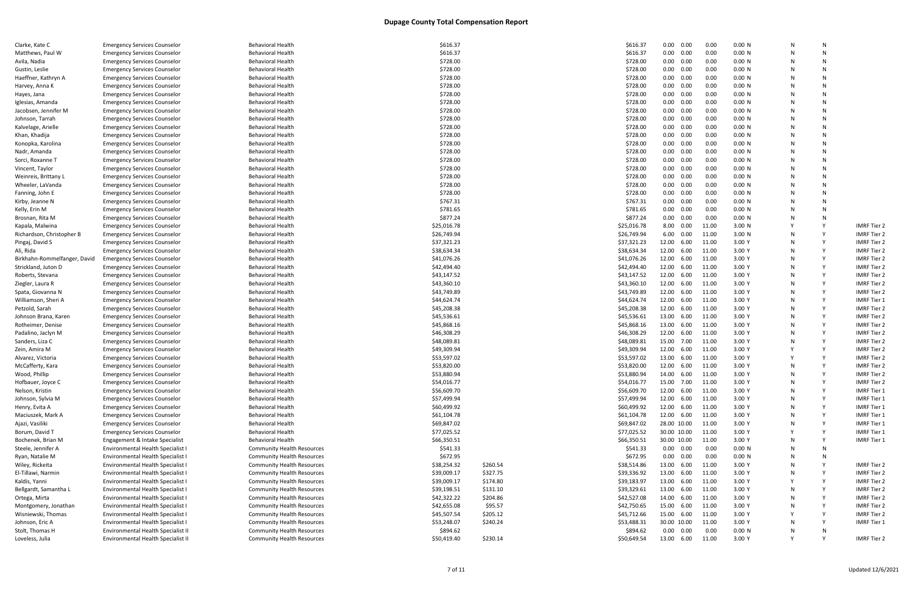# Dupage County Total Compensation Report

| | | | | | | | | | | | | | |
|---|---|---|---|---|---|---|---|---|---|---|---|---|---|
| Clarke, Kate C | Emergency Services Counselor | Behavioral Health | $616.37 | | $616.37 | 0.00 | 0.00 | 0.00 | 0.00 | N | N | N | |
| Matthews, Paul W | Emergency Services Counselor | Behavioral Health | $616.37 | | $616.37 | 0.00 | 0.00 | 0.00 | 0.00 | N | N | N | |
| Avila, Nadia | Emergency Services Counselor | Behavioral Health | $728.00 | | $728.00 | 0.00 | 0.00 | 0.00 | 0.00 | N | N | N | |
| Gustin, Leslie | Emergency Services Counselor | Behavioral Health | $728.00 | | $728.00 | 0.00 | 0.00 | 0.00 | 0.00 | N | N | N | |
| Haeffner, Kathryn A | Emergency Services Counselor | Behavioral Health | $728.00 | | $728.00 | 0.00 | 0.00 | 0.00 | 0.00 | N | N | N | |
| Harvey, Anna K | Emergency Services Counselor | Behavioral Health | $728.00 | | $728.00 | 0.00 | 0.00 | 0.00 | 0.00 | N | N | N | |
| Hayes, Jana | Emergency Services Counselor | Behavioral Health | $728.00 | | $728.00 | 0.00 | 0.00 | 0.00 | 0.00 | N | N | N | |
| Iglesias, Amanda | Emergency Services Counselor | Behavioral Health | $728.00 | | $728.00 | 0.00 | 0.00 | 0.00 | 0.00 | N | N | N | |
| Jacobsen, Jennifer M | Emergency Services Counselor | Behavioral Health | $728.00 | | $728.00 | 0.00 | 0.00 | 0.00 | 0.00 | N | N | N | |
| Johnson, Tarrah | Emergency Services Counselor | Behavioral Health | $728.00 | | $728.00 | 0.00 | 0.00 | 0.00 | 0.00 | N | N | N | |
| Kalvelage, Arielle | Emergency Services Counselor | Behavioral Health | $728.00 | | $728.00 | 0.00 | 0.00 | 0.00 | 0.00 | N | N | N | |
| Khan, Khadija | Emergency Services Counselor | Behavioral Health | $728.00 | | $728.00 | 0.00 | 0.00 | 0.00 | 0.00 | N | N | N | |
| Konopka, Karolina | Emergency Services Counselor | Behavioral Health | $728.00 | | $728.00 | 0.00 | 0.00 | 0.00 | 0.00 | N | N | N | |
| Nadr, Amanda | Emergency Services Counselor | Behavioral Health | $728.00 | | $728.00 | 0.00 | 0.00 | 0.00 | 0.00 | N | N | N | |
| Sorci, Roxanne T | Emergency Services Counselor | Behavioral Health | $728.00 | | $728.00 | 0.00 | 0.00 | 0.00 | 0.00 | N | N | N | |
| Vincent, Taylor | Emergency Services Counselor | Behavioral Health | $728.00 | | $728.00 | 0.00 | 0.00 | 0.00 | 0.00 | N | N | N | |
| Weinreis, Brittany L | Emergency Services Counselor | Behavioral Health | $728.00 | | $728.00 | 0.00 | 0.00 | 0.00 | 0.00 | N | N | N | |
| Wheeler, LaVanda | Emergency Services Counselor | Behavioral Health | $728.00 | | $728.00 | 0.00 | 0.00 | 0.00 | 0.00 | N | N | N | |
| Fanning, John E | Emergency Services Counselor | Behavioral Health | $728.00 | | $728.00 | 0.00 | 0.00 | 0.00 | 0.00 | N | N | N | |
| Kirby, Jeanne N | Emergency Services Counselor | Behavioral Health | $767.31 | | $767.31 | 0.00 | 0.00 | 0.00 | 0.00 | N | N | N | |
| Kelly, Erin M | Emergency Services Counselor | Behavioral Health | $781.65 | | $781.65 | 0.00 | 0.00 | 0.00 | 0.00 | N | N | N | |
| Brosnan, Rita M | Emergency Services Counselor | Behavioral Health | $877.24 | | $877.24 | 0.00 | 0.00 | 0.00 | 0.00 | N | N | N | |
| Kapala, Malwina | Emergency Services Counselor | Behavioral Health | $25,016.78 | | $25,016.78 | 8.00 | 0.00 | 11.00 | 3.00 | N | Y | Y | IMRF Tier 2 |
| Richardson, Christopher B | Emergency Services Counselor | Behavioral Health | $26,749.94 | | $26,749.94 | 6.00 | 0.00 | 11.00 | 3.00 | N | N | Y | IMRF Tier 2 |
| Pingaj, David S | Emergency Services Counselor | Behavioral Health | $37,321.23 | | $37,321.23 | 12.00 | 6.00 | 11.00 | 3.00 | Y | N | Y | IMRF Tier 2 |
| Ali, Rida | Emergency Services Counselor | Behavioral Health | $38,634.34 | | $38,634.34 | 12.00 | 6.00 | 11.00 | 3.00 | Y | N | Y | IMRF Tier 2 |
| Birkhahn-Rommelfanger, David | Emergency Services Counselor | Behavioral Health | $41,076.26 | | $41,076.26 | 12.00 | 6.00 | 11.00 | 3.00 | Y | N | Y | IMRF Tier 2 |
| Strickland, Juton D | Emergency Services Counselor | Behavioral Health | $42,494.40 | | $42,494.40 | 12.00 | 6.00 | 11.00 | 3.00 | Y | N | Y | IMRF Tier 2 |
| Roberts, Stevana | Emergency Services Counselor | Behavioral Health | $43,147.52 | | $43,147.52 | 12.00 | 6.00 | 11.00 | 3.00 | Y | N | Y | IMRF Tier 2 |
| Ziegler, Laura R | Emergency Services Counselor | Behavioral Health | $43,360.10 | | $43,360.10 | 12.00 | 6.00 | 11.00 | 3.00 | Y | N | Y | IMRF Tier 2 |
| Spata, Giovanna N | Emergency Services Counselor | Behavioral Health | $43,749.89 | | $43,749.89 | 12.00 | 6.00 | 11.00 | 3.00 | Y | N | Y | IMRF Tier 2 |
| Williamson, Sheri A | Emergency Services Counselor | Behavioral Health | $44,624.74 | | $44,624.74 | 12.00 | 6.00 | 11.00 | 3.00 | Y | N | Y | IMRF Tier 1 |
| Petzold, Sarah | Emergency Services Counselor | Behavioral Health | $45,208.38 | | $45,208.38 | 12.00 | 6.00 | 11.00 | 3.00 | Y | N | Y | IMRF Tier 2 |
| Johnson Brana, Karen | Emergency Services Counselor | Behavioral Health | $45,536.61 | | $45,536.61 | 13.00 | 6.00 | 11.00 | 3.00 | Y | N | Y | IMRF Tier 2 |
| Rotheimer, Denise | Emergency Services Counselor | Behavioral Health | $45,868.16 | | $45,868.16 | 13.00 | 6.00 | 11.00 | 3.00 | Y | N | Y | IMRF Tier 2 |
| Padalino, Jaclyn M | Emergency Services Counselor | Behavioral Health | $46,308.29 | | $46,308.29 | 12.00 | 6.00 | 11.00 | 3.00 | Y | N | Y | IMRF Tier 2 |
| Sanders, Liza C | Emergency Services Counselor | Behavioral Health | $48,089.81 | | $48,089.81 | 15.00 | 7.00 | 11.00 | 3.00 | Y | N | Y | IMRF Tier 2 |
| Zein, Amira M | Emergency Services Counselor | Behavioral Health | $49,309.94 | | $49,309.94 | 12.00 | 6.00 | 11.00 | 3.00 | Y | Y | Y | IMRF Tier 2 |
| Alvarez, Victoria | Emergency Services Counselor | Behavioral Health | $53,597.02 | | $53,597.02 | 13.00 | 6.00 | 11.00 | 3.00 | Y | Y | Y | IMRF Tier 2 |
| McCafferty, Kara | Emergency Services Counselor | Behavioral Health | $53,820.00 | | $53,820.00 | 12.00 | 6.00 | 11.00 | 3.00 | Y | N | Y | IMRF Tier 2 |
| Wood, Phillip | Emergency Services Counselor | Behavioral Health | $53,880.94 | | $53,880.94 | 14.00 | 6.00 | 11.00 | 3.00 | Y | N | Y | IMRF Tier 2 |
| Hofbauer, Joyce C | Emergency Services Counselor | Behavioral Health | $54,016.77 | | $54,016.77 | 15.00 | 7.00 | 11.00 | 3.00 | Y | N | Y | IMRF Tier 2 |
| Nelson, Kristin | Emergency Services Counselor | Behavioral Health | $56,609.70 | | $56,609.70 | 12.00 | 6.00 | 11.00 | 3.00 | Y | N | Y | IMRF Tier 1 |
| Johnson, Sylvia M | Emergency Services Counselor | Behavioral Health | $57,499.94 | | $57,499.94 | 12.00 | 6.00 | 11.00 | 3.00 | Y | N | Y | IMRF Tier 1 |
| Henry, Evita A | Emergency Services Counselor | Behavioral Health | $60,499.92 | | $60,499.92 | 12.00 | 6.00 | 11.00 | 3.00 | Y | N | Y | IMRF Tier 1 |
| Maciuszek, Mark A | Emergency Services Counselor | Behavioral Health | $61,104.78 | | $61,104.78 | 12.00 | 6.00 | 11.00 | 3.00 | Y | N | Y | IMRF Tier 1 |
| Ajazi, Vasiliki | Emergency Services Counselor | Behavioral Health | $69,847.02 | | $69,847.02 | 28.00 | 10.00 | 11.00 | 3.00 | Y | N | Y | IMRF Tier 1 |
| Borum, David T | Emergency Services Counselor | Behavioral Health | $77,025.52 | | $77,025.52 | 30.00 | 10.00 | 11.00 | 3.00 | Y | Y | Y | IMRF Tier 1 |
| Bochenek, Brian M | Engagement & Intake Specialist | Behavioral Health | $66,350.51 | | $66,350.51 | 30.00 | 10.00 | 11.00 | 3.00 | Y | N | Y | IMRF Tier 1 |
| Steele, Jennifer A | Environmental Health Specialist I | Community Health Resources | $541.33 | | $541.33 | 0.00 | 0.00 | 0.00 | 0.00 | N | N | N | |
| Ryan, Natalie M | Environmental Health Specialist I | Community Health Resources | $672.95 | | $672.95 | 0.00 | 0.00 | 0.00 | 0.00 | N | N | N | |
| Wiley, Rickeita | Environmental Health Specialist I | Community Health Resources | $38,254.32 | $260.54 | $38,514.86 | 13.00 | 6.00 | 11.00 | 3.00 | Y | N | Y | IMRF Tier 2 |
| El-Tillawi, Narmin | Environmental Health Specialist I | Community Health Resources | $39,009.17 | $327.75 | $39,336.92 | 13.00 | 6.00 | 11.00 | 3.00 | Y | N | Y | IMRF Tier 2 |
| Kaldis, Yanni | Environmental Health Specialist I | Community Health Resources | $39,009.17 | $174.80 | $39,183.97 | 13.00 | 6.00 | 11.00 | 3.00 | Y | Y | Y | IMRF Tier 2 |
| Bellgardt, Samantha L | Environmental Health Specialist I | Community Health Resources | $39,198.51 | $131.10 | $39,329.61 | 13.00 | 6.00 | 11.00 | 3.00 | Y | N | Y | IMRF Tier 2 |
| Ortega, Mirta | Environmental Health Specialist I | Community Health Resources | $42,322.22 | $204.86 | $42,527.08 | 14.00 | 6.00 | 11.00 | 3.00 | Y | N | Y | IMRF Tier 2 |
| Montgomery, Jonathan | Environmental Health Specialist I | Community Health Resources | $42,655.08 | $95.57 | $42,750.65 | 15.00 | 6.00 | 11.00 | 3.00 | Y | N | Y | IMRF Tier 2 |
| Wisniewski, Thomas | Environmental Health Specialist I | Community Health Resources | $45,507.54 | $205.12 | $45,712.66 | 15.00 | 6.00 | 11.00 | 3.00 | Y | Y | Y | IMRF Tier 2 |
| Johnson, Eric A | Environmental Health Specialist I | Community Health Resources | $53,248.07 | $240.24 | $53,488.31 | 30.00 | 10.00 | 11.00 | 3.00 | Y | N | Y | IMRF Tier 1 |
| Stolt, Thomas H | Environmental Health Specialist II | Community Health Resources | $894.62 | | $894.62 | 0.00 | 0.00 | 0.00 | 0.00 | N | N | N | |
| Loveless, Julia | Environmental Health Specialist II | Community Health Resources | $50,419.40 | $230.14 | $50,649.54 | 13.00 | 6.00 | 11.00 | 3.00 | Y | Y | Y | IMRF Tier 2 |

Updated 12/6/2021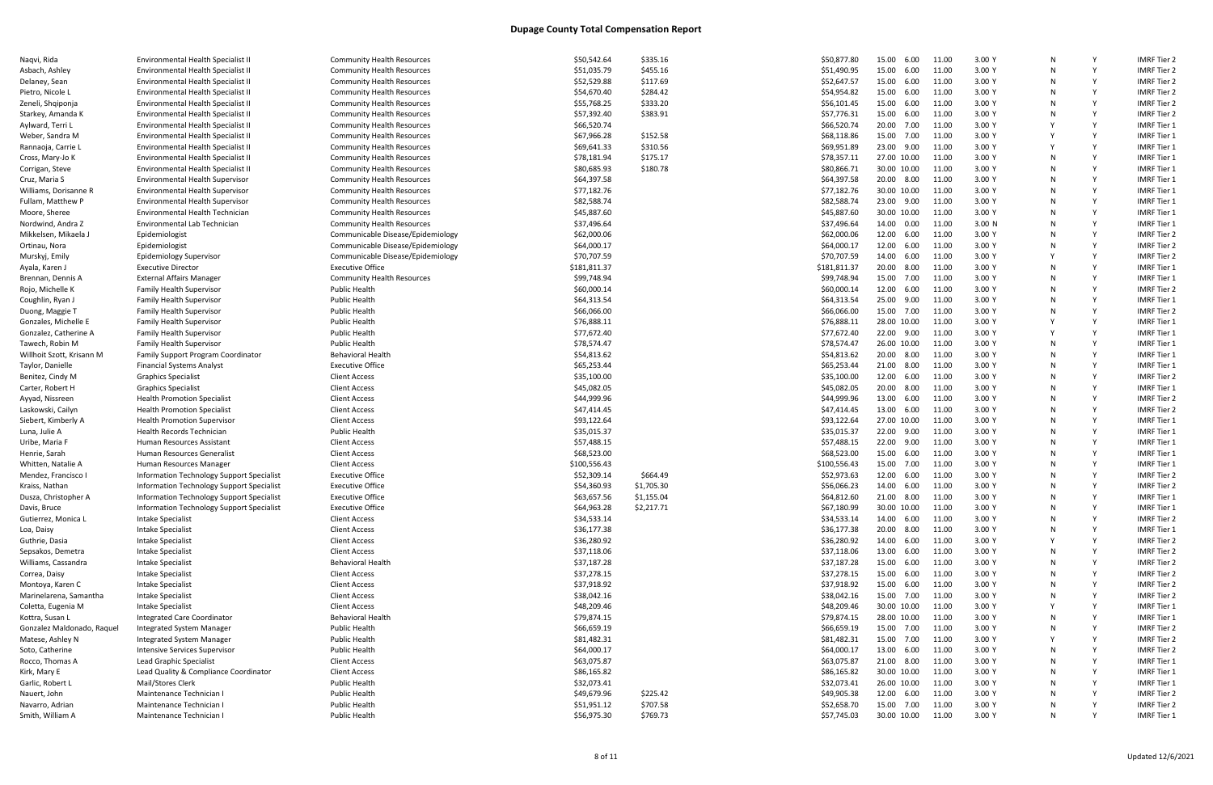# Dupage County Total Compensation Report

| Name | Title | Department | Base Pay | Other Pay | Total Pay | | | | | | | |
|---|---|---|---|---|---|---|---|---|---|---|---|---|
| Naqvi, Rida | Environmental Health Specialist II | Community Health Resources | $50,542.64 | $335.16 | $50,877.80 | 15.00 | 6.00 | 11.00 | 3.00 Y | N | Y | IMRF Tier 2 |
| Asbach, Ashley | Environmental Health Specialist II | Community Health Resources | $51,035.79 | $455.16 | $51,490.95 | 15.00 | 6.00 | 11.00 | 3.00 Y | N | Y | IMRF Tier 2 |
| Delaney, Sean | Environmental Health Specialist II | Community Health Resources | $52,529.88 | $117.69 | $52,647.57 | 15.00 | 6.00 | 11.00 | 3.00 Y | N | Y | IMRF Tier 2 |
| Pietro, Nicole L | Environmental Health Specialist II | Community Health Resources | $54,670.40 | $284.42 | $54,954.82 | 15.00 | 6.00 | 11.00 | 3.00 Y | N | Y | IMRF Tier 2 |
| Zeneli, Shqiponja | Environmental Health Specialist II | Community Health Resources | $55,768.25 | $333.20 | $56,101.45 | 15.00 | 6.00 | 11.00 | 3.00 Y | N | Y | IMRF Tier 2 |
| Starkey, Amanda K | Environmental Health Specialist II | Community Health Resources | $57,392.40 | $383.91 | $57,776.31 | 15.00 | 6.00 | 11.00 | 3.00 Y | N | Y | IMRF Tier 2 |
| Aylward, Terri L | Environmental Health Specialist II | Community Health Resources | $66,520.74 | | $66,520.74 | 20.00 | 7.00 | 11.00 | 3.00 Y | Y | Y | IMRF Tier 1 |
| Weber, Sandra M | Environmental Health Specialist II | Community Health Resources | $67,966.28 | $152.58 | $68,118.86 | 15.00 | 7.00 | 11.00 | 3.00 Y | Y | Y | IMRF Tier 1 |
| Rannaoja, Carrie L | Environmental Health Specialist II | Community Health Resources | $69,641.33 | $310.56 | $69,951.89 | 23.00 | 9.00 | 11.00 | 3.00 Y | Y | Y | IMRF Tier 1 |
| Cross, Mary-Jo K | Environmental Health Specialist II | Community Health Resources | $78,181.94 | $175.17 | $78,357.11 | 27.00 | 10.00 | 11.00 | 3.00 Y | N | Y | IMRF Tier 1 |
| Corrigan, Steve | Environmental Health Specialist II | Community Health Resources | $80,685.93 | $180.78 | $80,866.71 | 30.00 | 10.00 | 11.00 | 3.00 Y | N | Y | IMRF Tier 1 |
| Cruz, Maria S | Environmental Health Supervisor | Community Health Resources | $64,397.58 | | $64,397.58 | 20.00 | 8.00 | 11.00 | 3.00 Y | N | Y | IMRF Tier 1 |
| Williams, Dorisanne R | Environmental Health Supervisor | Community Health Resources | $77,182.76 | | $77,182.76 | 30.00 | 10.00 | 11.00 | 3.00 Y | N | Y | IMRF Tier 1 |
| Fullam, Matthew P | Environmental Health Supervisor | Community Health Resources | $82,588.74 | | $82,588.74 | 23.00 | 9.00 | 11.00 | 3.00 Y | N | Y | IMRF Tier 1 |
| Moore, Sheree | Environmental Health Technician | Community Health Resources | $45,887.60 | | $45,887.60 | 30.00 | 10.00 | 11.00 | 3.00 Y | N | Y | IMRF Tier 1 |
| Nordwind, Andra Z | Environmental Lab Technician | Community Health Resources | $37,496.64 | | $37,496.64 | 14.00 | 0.00 | 11.00 | 3.00 N | N | Y | IMRF Tier 1 |
| Mikkelsen, Mikaela J | Epidemiologist | Communicable Disease/Epidemiology | $62,000.06 | | $62,000.06 | 12.00 | 6.00 | 11.00 | 3.00 Y | N | Y | IMRF Tier 2 |
| Ortinau, Nora | Epidemiologist | Communicable Disease/Epidemiology | $64,000.17 | | $64,000.17 | 12.00 | 6.00 | 11.00 | 3.00 Y | N | Y | IMRF Tier 2 |
| Murskyj, Emily | Epidemiology Supervisor | Communicable Disease/Epidemiology | $70,707.59 | | $70,707.59 | 14.00 | 6.00 | 11.00 | 3.00 Y | Y | Y | IMRF Tier 2 |
| Ayala, Karen J | Executive Director | Executive Office | $181,811.37 | | $181,811.37 | 20.00 | 8.00 | 11.00 | 3.00 Y | N | Y | IMRF Tier 1 |
| Brennan, Dennis A | External Affairs Manager | Community Health Resources | $99,748.94 | | $99,748.94 | 15.00 | 7.00 | 11.00 | 3.00 Y | N | Y | IMRF Tier 1 |
| Rojo, Michelle K | Family Health Supervisor | Public Health | $60,000.14 | | $60,000.14 | 12.00 | 6.00 | 11.00 | 3.00 Y | N | Y | IMRF Tier 2 |
| Coughlin, Ryan J | Family Health Supervisor | Public Health | $64,313.54 | | $64,313.54 | 25.00 | 9.00 | 11.00 | 3.00 Y | N | Y | IMRF Tier 1 |
| Duong, Maggie T | Family Health Supervisor | Public Health | $66,066.00 | | $66,066.00 | 15.00 | 7.00 | 11.00 | 3.00 Y | N | Y | IMRF Tier 2 |
| Gonzales, Michelle E | Family Health Supervisor | Public Health | $76,888.11 | | $76,888.11 | 28.00 | 10.00 | 11.00 | 3.00 Y | Y | Y | IMRF Tier 1 |
| Gonzalez, Catherine A | Family Health Supervisor | Public Health | $77,672.40 | | $77,672.40 | 22.00 | 9.00 | 11.00 | 3.00 Y | Y | Y | IMRF Tier 1 |
| Tawech, Robin M | Family Health Supervisor | Public Health | $78,574.47 | | $78,574.47 | 26.00 | 10.00 | 11.00 | 3.00 Y | N | Y | IMRF Tier 1 |
| Willhoit Szott, Krisann M | Family Support Program Coordinator | Behavioral Health | $54,813.62 | | $54,813.62 | 20.00 | 8.00 | 11.00 | 3.00 Y | N | Y | IMRF Tier 1 |
| Taylor, Danielle | Financial Systems Analyst | Executive Office | $65,253.44 | | $65,253.44 | 21.00 | 8.00 | 11.00 | 3.00 Y | N | Y | IMRF Tier 1 |
| Benitez, Cindy M | Graphics Specialist | Client Access | $35,100.00 | | $35,100.00 | 12.00 | 6.00 | 11.00 | 3.00 Y | N | Y | IMRF Tier 2 |
| Carter, Robert H | Graphics Specialist | Client Access | $45,082.05 | | $45,082.05 | 20.00 | 8.00 | 11.00 | 3.00 Y | N | Y | IMRF Tier 1 |
| Ayyad, Nissreen | Health Promotion Specialist | Client Access | $44,999.96 | | $44,999.96 | 13.00 | 6.00 | 11.00 | 3.00 Y | N | Y | IMRF Tier 2 |
| Laskowski, Cailyn | Health Promotion Specialist | Client Access | $47,414.45 | | $47,414.45 | 13.00 | 6.00 | 11.00 | 3.00 Y | N | Y | IMRF Tier 2 |
| Siebert, Kimberly A | Health Promotion Supervisor | Client Access | $93,122.64 | | $93,122.64 | 27.00 | 10.00 | 11.00 | 3.00 Y | N | Y | IMRF Tier 1 |
| Luna, Julie A | Health Records Technician | Public Health | $35,015.37 | | $35,015.37 | 22.00 | 9.00 | 11.00 | 3.00 Y | N | Y | IMRF Tier 1 |
| Uribe, Maria F | Human Resources Assistant | Client Access | $57,488.15 | | $57,488.15 | 22.00 | 9.00 | 11.00 | 3.00 Y | N | Y | IMRF Tier 1 |
| Henrie, Sarah | Human Resources Generalist | Client Access | $68,523.00 | | $68,523.00 | 15.00 | 6.00 | 11.00 | 3.00 Y | N | Y | IMRF Tier 2 |
| Whitten, Natalie A | Human Resources Manager | Client Access | $100,556.43 | | $100,556.43 | 15.00 | 7.00 | 11.00 | 3.00 Y | N | Y | IMRF Tier 1 |
| Mendez, Francisco I | Information Technology Support Specialist | Executive Office | $52,309.14 | $664.49 | $52,973.63 | 12.00 | 6.00 | 11.00 | 3.00 Y | N | Y | IMRF Tier 2 |
| Kraiss, Nathan | Information Technology Support Specialist | Executive Office | $54,360.93 | $1,705.30 | $56,066.23 | 14.00 | 6.00 | 11.00 | 3.00 Y | N | Y | IMRF Tier 2 |
| Dusza, Christopher A | Information Technology Support Specialist | Executive Office | $63,657.56 | $1,155.04 | $64,812.60 | 21.00 | 8.00 | 11.00 | 3.00 Y | N | Y | IMRF Tier 1 |
| Davis, Bruce | Information Technology Support Specialist | Executive Office | $64,963.28 | $2,217.71 | $67,180.99 | 30.00 | 10.00 | 11.00 | 3.00 Y | N | Y | IMRF Tier 1 |
| Gutierrez, Monica L | Intake Specialist | Client Access | $34,533.14 | | $34,533.14 | 14.00 | 6.00 | 11.00 | 3.00 Y | N | Y | IMRF Tier 2 |
| Loa, Daisy | Intake Specialist | Client Access | $36,177.38 | | $36,177.38 | 20.00 | 8.00 | 11.00 | 3.00 Y | N | Y | IMRF Tier 1 |
| Guthrie, Dasia | Intake Specialist | Client Access | $36,280.92 | | $36,280.92 | 14.00 | 6.00 | 11.00 | 3.00 Y | Y | Y | IMRF Tier 2 |
| Sepsakos, Demetra | Intake Specialist | Client Access | $37,118.06 | | $37,118.06 | 13.00 | 6.00 | 11.00 | 3.00 Y | N | Y | IMRF Tier 2 |
| Williams, Cassandra | Intake Specialist | Behavioral Health | $37,187.28 | | $37,187.28 | 15.00 | 6.00 | 11.00 | 3.00 Y | N | Y | IMRF Tier 2 |
| Correa, Daisy | Intake Specialist | Client Access | $37,278.15 | | $37,278.15 | 15.00 | 6.00 | 11.00 | 3.00 Y | N | Y | IMRF Tier 2 |
| Montoya, Karen C | Intake Specialist | Client Access | $37,918.92 | | $37,918.92 | 15.00 | 6.00 | 11.00 | 3.00 Y | N | Y | IMRF Tier 2 |
| Marinelarena, Samantha | Intake Specialist | Client Access | $38,042.16 | | $38,042.16 | 15.00 | 7.00 | 11.00 | 3.00 Y | N | Y | IMRF Tier 2 |
| Coletta, Eugenia M | Intake Specialist | Client Access | $48,209.46 | | $48,209.46 | 30.00 | 10.00 | 11.00 | 3.00 Y | Y | Y | IMRF Tier 1 |
| Kottra, Susan L | Integrated Care Coordinator | Behavioral Health | $79,874.15 | | $79,874.15 | 28.00 | 10.00 | 11.00 | 3.00 Y | N | Y | IMRF Tier 1 |
| Gonzalez Maldonado, Raquel | Integrated System Manager | Public Health | $66,659.19 | | $66,659.19 | 15.00 | 7.00 | 11.00 | 3.00 Y | N | Y | IMRF Tier 2 |
| Matese, Ashley N | Integrated System Manager | Public Health | $81,482.31 | | $81,482.31 | 15.00 | 7.00 | 11.00 | 3.00 Y | Y | Y | IMRF Tier 2 |
| Soto, Catherine | Intensive Services Supervisor | Public Health | $64,000.17 | | $64,000.17 | 13.00 | 6.00 | 11.00 | 3.00 Y | N | Y | IMRF Tier 2 |
| Rocco, Thomas A | Lead Graphic Specialist | Client Access | $63,075.87 | | $63,075.87 | 21.00 | 8.00 | 11.00 | 3.00 Y | N | Y | IMRF Tier 1 |
| Kirk, Mary E | Lead Quality & Compliance Coordinator | Client Access | $86,165.82 | | $86,165.82 | 30.00 | 10.00 | 11.00 | 3.00 Y | N | Y | IMRF Tier 1 |
| Garlic, Robert L | Mail/Stores Clerk | Public Health | $32,073.41 | | $32,073.41 | 26.00 | 10.00 | 11.00 | 3.00 Y | N | Y | IMRF Tier 1 |
| Nauert, John | Maintenance Technician I | Public Health | $49,679.96 | $225.42 | $49,905.38 | 12.00 | 6.00 | 11.00 | 3.00 Y | N | Y | IMRF Tier 2 |
| Navarro, Adrian | Maintenance Technician I | Public Health | $51,951.12 | $707.58 | $52,658.70 | 15.00 | 7.00 | 11.00 | 3.00 Y | N | Y | IMRF Tier 2 |
| Smith, William A | Maintenance Technician I | Public Health | $56,975.30 | $769.73 | $57,745.03 | 30.00 | 10.00 | 11.00 | 3.00 Y | N | Y | IMRF Tier 1 |

Updated 12/6/2021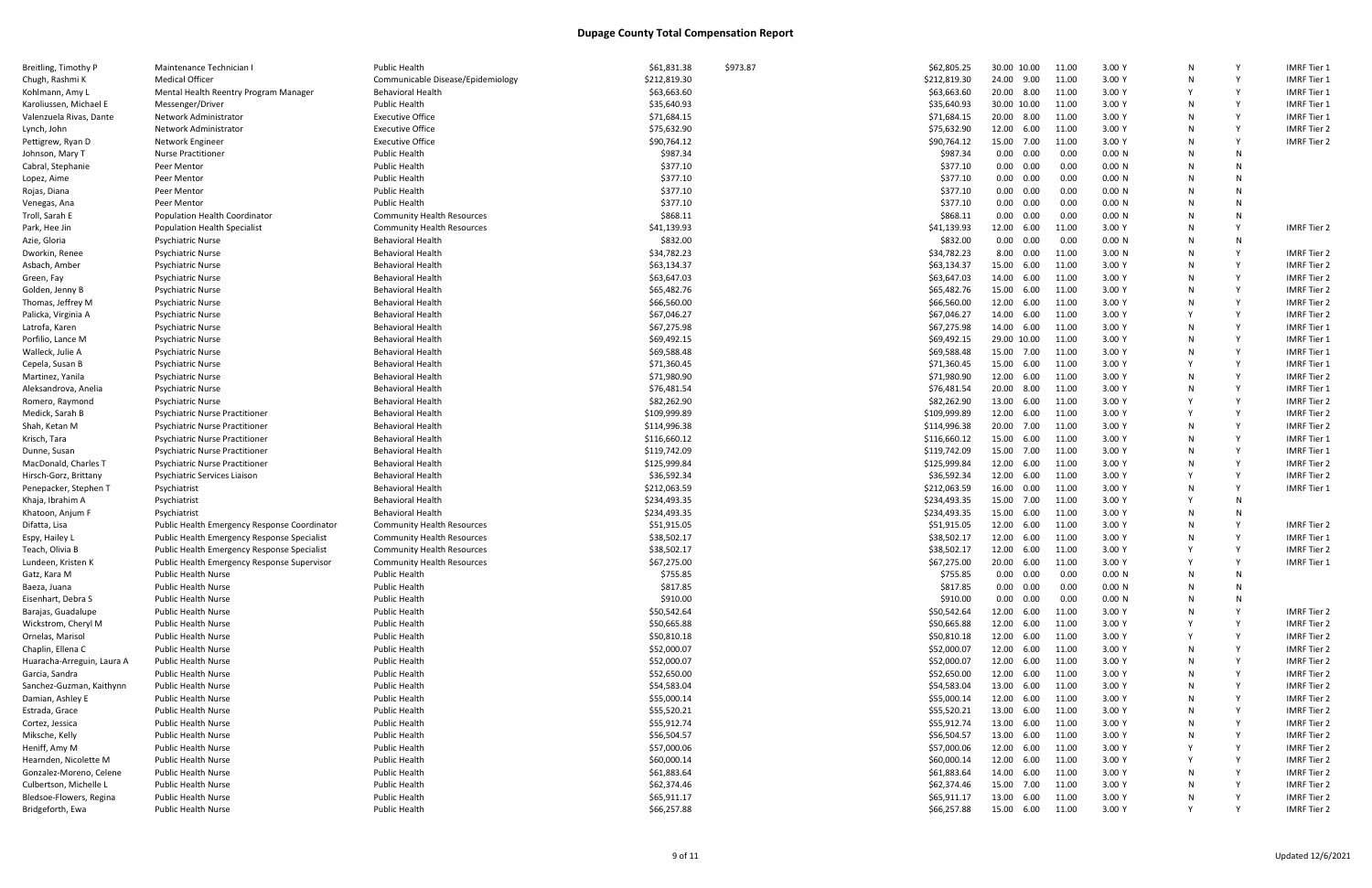# Dupage County Total Compensation Report

| Name | Title | Department | Salary | Other | Total | | | | | | | | |
|---|---|---|---|---|---|---|---|---|---|---|---|---|---|
| Breitling, Timothy P | Maintenance Technician I | Public Health | $61,831.38 | $973.87 | $62,805.25 | 30.00 | 10.00 | 11.00 | 3.00 Y | N | Y | IMRF Tier 1 |
| Chugh, Rashmi K | Medical Officer | Communicable Disease/Epidemiology | $212,819.30 | | $212,819.30 | 24.00 | 9.00 | 11.00 | 3.00 Y | N | Y | IMRF Tier 1 |
| Kohlmann, Amy L | Mental Health Reentry Program Manager | Behavioral Health | $63,663.60 | | $63,663.60 | 20.00 | 8.00 | 11.00 | 3.00 Y | Y | Y | IMRF Tier 1 |
| Karoliussen, Michael E | Messenger/Driver | Public Health | $35,640.93 | | $35,640.93 | 30.00 | 10.00 | 11.00 | 3.00 Y | N | Y | IMRF Tier 1 |
| Valenzuela Rivas, Dante | Network Administrator | Executive Office | $71,684.15 | | $71,684.15 | 20.00 | 8.00 | 11.00 | 3.00 Y | N | Y | IMRF Tier 1 |
| Lynch, John | Network Administrator | Executive Office | $75,632.90 | | $75,632.90 | 12.00 | 6.00 | 11.00 | 3.00 Y | N | Y | IMRF Tier 2 |
| Pettigrew, Ryan D | Network Engineer | Executive Office | $90,764.12 | | $90,764.12 | 15.00 | 7.00 | 11.00 | 3.00 Y | N | Y | IMRF Tier 2 |
| Johnson, Mary T | Nurse Practitioner | Public Health | $987.34 | | $987.34 | 0.00 | 0.00 | 0.00 | 0.00 N | N | N | |
| Cabral, Stephanie | Peer Mentor | Public Health | $377.10 | | $377.10 | 0.00 | 0.00 | 0.00 | 0.00 N | N | N | |
| Lopez, Aime | Peer Mentor | Public Health | $377.10 | | $377.10 | 0.00 | 0.00 | 0.00 | 0.00 N | N | N | |
| Rojas, Diana | Peer Mentor | Public Health | $377.10 | | $377.10 | 0.00 | 0.00 | 0.00 | 0.00 N | N | N | |
| Venegas, Ana | Peer Mentor | Public Health | $377.10 | | $377.10 | 0.00 | 0.00 | 0.00 | 0.00 N | N | N | |
| Troll, Sarah E | Population Health Coordinator | Community Health Resources | $868.11 | | $868.11 | 0.00 | 0.00 | 0.00 | 0.00 N | N | N | |
| Park, Hee Jin | Population Health Specialist | Community Health Resources | $41,139.93 | | $41,139.93 | 12.00 | 6.00 | 11.00 | 3.00 Y | N | Y | IMRF Tier 2 |
| Azie, Gloria | Psychiatric Nurse | Behavioral Health | $832.00 | | $832.00 | 0.00 | 0.00 | 0.00 | 0.00 N | N | N | |
| Dworkin, Renee | Psychiatric Nurse | Behavioral Health | $34,782.23 | | $34,782.23 | 8.00 | 0.00 | 11.00 | 3.00 N | N | Y | IMRF Tier 2 |
| Asbach, Amber | Psychiatric Nurse | Behavioral Health | $63,134.37 | | $63,134.37 | 15.00 | 6.00 | 11.00 | 3.00 Y | N | Y | IMRF Tier 2 |
| Green, Fay | Psychiatric Nurse | Behavioral Health | $63,647.03 | | $63,647.03 | 14.00 | 6.00 | 11.00 | 3.00 Y | N | Y | IMRF Tier 2 |
| Golden, Jenny B | Psychiatric Nurse | Behavioral Health | $65,482.76 | | $65,482.76 | 15.00 | 6.00 | 11.00 | 3.00 Y | N | Y | IMRF Tier 2 |
| Thomas, Jeffrey M | Psychiatric Nurse | Behavioral Health | $66,560.00 | | $66,560.00 | 12.00 | 6.00 | 11.00 | 3.00 Y | N | Y | IMRF Tier 2 |
| Palicka, Virginia A | Psychiatric Nurse | Behavioral Health | $67,046.27 | | $67,046.27 | 14.00 | 6.00 | 11.00 | 3.00 Y | Y | Y | IMRF Tier 2 |
| Latrofa, Karen | Psychiatric Nurse | Behavioral Health | $67,275.98 | | $67,275.98 | 14.00 | 6.00 | 11.00 | 3.00 Y | N | Y | IMRF Tier 1 |
| Porfilio, Lance M | Psychiatric Nurse | Behavioral Health | $69,492.15 | | $69,492.15 | 29.00 | 10.00 | 11.00 | 3.00 Y | N | Y | IMRF Tier 1 |
| Walleck, Julie A | Psychiatric Nurse | Behavioral Health | $69,588.48 | | $69,588.48 | 15.00 | 7.00 | 11.00 | 3.00 Y | N | Y | IMRF Tier 1 |
| Cepela, Susan B | Psychiatric Nurse | Behavioral Health | $71,360.45 | | $71,360.45 | 15.00 | 6.00 | 11.00 | 3.00 Y | Y | Y | IMRF Tier 1 |
| Martinez, Yanila | Psychiatric Nurse | Behavioral Health | $71,980.90 | | $71,980.90 | 12.00 | 6.00 | 11.00 | 3.00 Y | N | Y | IMRF Tier 2 |
| Aleksandrova, Anelia | Psychiatric Nurse | Behavioral Health | $76,481.54 | | $76,481.54 | 20.00 | 8.00 | 11.00 | 3.00 Y | N | Y | IMRF Tier 1 |
| Romero, Raymond | Psychiatric Nurse | Behavioral Health | $82,262.90 | | $82,262.90 | 13.00 | 6.00 | 11.00 | 3.00 Y | Y | Y | IMRF Tier 2 |
| Medick, Sarah B | Psychiatric Nurse Practitioner | Behavioral Health | $109,999.89 | | $109,999.89 | 12.00 | 6.00 | 11.00 | 3.00 Y | Y | Y | IMRF Tier 2 |
| Shah, Ketan M | Psychiatric Nurse Practitioner | Behavioral Health | $114,996.38 | | $114,996.38 | 20.00 | 7.00 | 11.00 | 3.00 Y | N | Y | IMRF Tier 2 |
| Krisch, Tara | Psychiatric Nurse Practitioner | Behavioral Health | $116,660.12 | | $116,660.12 | 15.00 | 6.00 | 11.00 | 3.00 Y | N | Y | IMRF Tier 1 |
| Dunne, Susan | Psychiatric Nurse Practitioner | Behavioral Health | $119,742.09 | | $119,742.09 | 15.00 | 7.00 | 11.00 | 3.00 Y | N | Y | IMRF Tier 1 |
| MacDonald, Charles T | Psychiatric Nurse Practitioner | Behavioral Health | $125,999.84 | | $125,999.84 | 12.00 | 6.00 | 11.00 | 3.00 Y | N | Y | IMRF Tier 2 |
| Hirsch-Gorz, Brittany | Psychiatric Services Liaison | Behavioral Health | $36,592.34 | | $36,592.34 | 12.00 | 6.00 | 11.00 | 3.00 Y | Y | Y | IMRF Tier 2 |
| Penepacker, Stephen T | Psychiatrist | Behavioral Health | $212,063.59 | | $212,063.59 | 16.00 | 0.00 | 11.00 | 3.00 Y | N | Y | IMRF Tier 1 |
| Khaja, Ibrahim A | Psychiatrist | Behavioral Health | $234,493.35 | | $234,493.35 | 15.00 | 7.00 | 11.00 | 3.00 Y | Y | N | |
| Khatoon, Anjum F | Psychiatrist | Behavioral Health | $234,493.35 | | $234,493.35 | 15.00 | 6.00 | 11.00 | 3.00 Y | N | N | |
| Difatta, Lisa | Public Health Emergency Response Coordinator | Community Health Resources | $51,915.05 | | $51,915.05 | 12.00 | 6.00 | 11.00 | 3.00 Y | N | Y | IMRF Tier 2 |
| Espy, Hailey L | Public Health Emergency Response Specialist | Community Health Resources | $38,502.17 | | $38,502.17 | 12.00 | 6.00 | 11.00 | 3.00 Y | N | Y | IMRF Tier 1 |
| Teach, Olivia B | Public Health Emergency Response Specialist | Community Health Resources | $38,502.17 | | $38,502.17 | 12.00 | 6.00 | 11.00 | 3.00 Y | Y | Y | IMRF Tier 2 |
| Lundeen, Kristen K | Public Health Emergency Response Supervisor | Community Health Resources | $67,275.00 | | $67,275.00 | 20.00 | 6.00 | 11.00 | 3.00 Y | Y | Y | IMRF Tier 1 |
| Gatz, Kara M | Public Health Nurse | Public Health | $755.85 | | $755.85 | 0.00 | 0.00 | 0.00 | 0.00 N | N | N | |
| Baeza, Juana | Public Health Nurse | Public Health | $817.85 | | $817.85 | 0.00 | 0.00 | 0.00 | 0.00 N | N | N | |
| Eisenhart, Debra S | Public Health Nurse | Public Health | $910.00 | | $910.00 | 0.00 | 0.00 | 0.00 | 0.00 N | N | N | |
| Barajas, Guadalupe | Public Health Nurse | Public Health | $50,542.64 | | $50,542.64 | 12.00 | 6.00 | 11.00 | 3.00 Y | N | Y | IMRF Tier 2 |
| Wickstrom, Cheryl M | Public Health Nurse | Public Health | $50,665.88 | | $50,665.88 | 12.00 | 6.00 | 11.00 | 3.00 Y | Y | Y | IMRF Tier 2 |
| Ornelas, Marisol | Public Health Nurse | Public Health | $50,810.18 | | $50,810.18 | 12.00 | 6.00 | 11.00 | 3.00 Y | Y | Y | IMRF Tier 2 |
| Chaplin, Ellena C | Public Health Nurse | Public Health | $52,000.07 | | $52,000.07 | 12.00 | 6.00 | 11.00 | 3.00 Y | N | Y | IMRF Tier 2 |
| Huaracha-Arreguin, Laura A | Public Health Nurse | Public Health | $52,000.07 | | $52,000.07 | 12.00 | 6.00 | 11.00 | 3.00 Y | N | Y | IMRF Tier 2 |
| Garcia, Sandra | Public Health Nurse | Public Health | $52,650.00 | | $52,650.00 | 12.00 | 6.00 | 11.00 | 3.00 Y | N | Y | IMRF Tier 2 |
| Sanchez-Guzman, Kaithynn | Public Health Nurse | Public Health | $54,583.04 | | $54,583.04 | 13.00 | 6.00 | 11.00 | 3.00 Y | N | Y | IMRF Tier 2 |
| Damian, Ashley E | Public Health Nurse | Public Health | $55,000.14 | | $55,000.14 | 12.00 | 6.00 | 11.00 | 3.00 Y | N | Y | IMRF Tier 2 |
| Estrada, Grace | Public Health Nurse | Public Health | $55,520.21 | | $55,520.21 | 13.00 | 6.00 | 11.00 | 3.00 Y | N | Y | IMRF Tier 2 |
| Cortez, Jessica | Public Health Nurse | Public Health | $55,912.74 | | $55,912.74 | 13.00 | 6.00 | 11.00 | 3.00 Y | N | Y | IMRF Tier 2 |
| Miksche, Kelly | Public Health Nurse | Public Health | $56,504.57 | | $56,504.57 | 13.00 | 6.00 | 11.00 | 3.00 Y | N | Y | IMRF Tier 2 |
| Heniff, Amy M | Public Health Nurse | Public Health | $57,000.06 | | $57,000.06 | 12.00 | 6.00 | 11.00 | 3.00 Y | Y | Y | IMRF Tier 2 |
| Hearnden, Nicolette M | Public Health Nurse | Public Health | $60,000.14 | | $60,000.14 | 12.00 | 6.00 | 11.00 | 3.00 Y | Y | Y | IMRF Tier 2 |
| Gonzalez-Moreno, Celene | Public Health Nurse | Public Health | $61,883.64 | | $61,883.64 | 14.00 | 6.00 | 11.00 | 3.00 Y | N | Y | IMRF Tier 2 |
| Culbertson, Michelle L | Public Health Nurse | Public Health | $62,374.46 | | $62,374.46 | 15.00 | 7.00 | 11.00 | 3.00 Y | N | Y | IMRF Tier 2 |
| Bledsoe-Flowers, Regina | Public Health Nurse | Public Health | $65,911.17 | | $65,911.17 | 13.00 | 6.00 | 11.00 | 3.00 Y | N | Y | IMRF Tier 2 |
| Bridgeforth, Ewa | Public Health Nurse | Public Health | $66,257.88 | | $66,257.88 | 15.00 | 6.00 | 11.00 | 3.00 Y | Y | Y | IMRF Tier 2 |

Updated 12/6/2021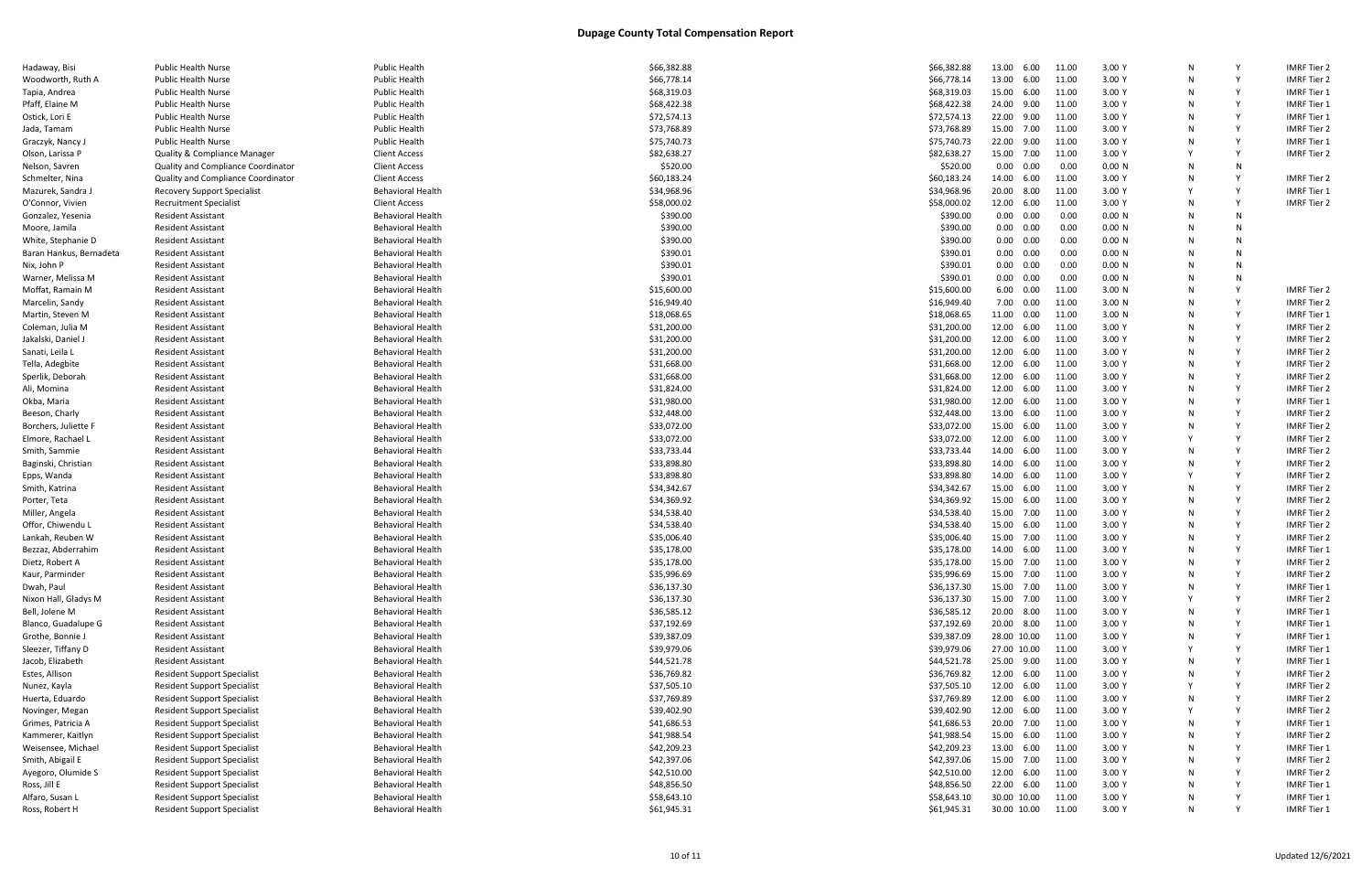# Dupage County Total Compensation Report

| | | | | | | | | | | | |
|---|---|---|---|---|---|---|---|---|---|---|---|
| Hadaway, Bisi | Public Health Nurse | Public Health | $66,382.88 | $66,382.88 | 13.00 | 6.00 | 11.00 | 3.00 Y | N | Y | IMRF Tier 2 |
| Woodworth, Ruth A | Public Health Nurse | Public Health | $66,778.14 | $66,778.14 | 13.00 | 6.00 | 11.00 | 3.00 Y | N | Y | IMRF Tier 2 |
| Tapia, Andrea | Public Health Nurse | Public Health | $68,319.03 | $68,319.03 | 15.00 | 6.00 | 11.00 | 3.00 Y | N | Y | IMRF Tier 1 |
| Pfaff, Elaine M | Public Health Nurse | Public Health | $68,422.38 | $68,422.38 | 24.00 | 9.00 | 11.00 | 3.00 Y | N | Y | IMRF Tier 1 |
| Ostick, Lori E | Public Health Nurse | Public Health | $72,574.13 | $72,574.13 | 22.00 | 9.00 | 11.00 | 3.00 Y | N | Y | IMRF Tier 1 |
| Jada, Tamam | Public Health Nurse | Public Health | $73,768.89 | $73,768.89 | 15.00 | 7.00 | 11.00 | 3.00 Y | N | Y | IMRF Tier 2 |
| Graczyk, Nancy J | Public Health Nurse | Public Health | $75,740.73 | $75,740.73 | 22.00 | 9.00 | 11.00 | 3.00 Y | N | Y | IMRF Tier 1 |
| Olson, Larissa P | Quality & Compliance Manager | Client Access | $82,638.27 | $82,638.27 | 15.00 | 7.00 | 11.00 | 3.00 Y | Y | Y | IMRF Tier 2 |
| Nelson, Savren | Quality and Compliance Coordinator | Client Access | $520.00 | $520.00 | 0.00 | 0.00 | 0.00 | 0.00 N | N | N | |
| Schmelter, Nina | Quality and Compliance Coordinator | Client Access | $60,183.24 | $60,183.24 | 14.00 | 6.00 | 11.00 | 3.00 Y | N | Y | IMRF Tier 2 |
| Mazurek, Sandra J | Recovery Support Specialist | Behavioral Health | $34,968.96 | $34,968.96 | 20.00 | 8.00 | 11.00 | 3.00 Y | Y | Y | IMRF Tier 1 |
| O'Connor, Vivien | Recruitment Specialist | Client Access | $58,000.02 | $58,000.02 | 12.00 | 6.00 | 11.00 | 3.00 Y | N | Y | IMRF Tier 2 |
| Gonzalez, Yesenia | Resident Assistant | Behavioral Health | $390.00 | $390.00 | 0.00 | 0.00 | 0.00 | 0.00 N | N | N | |
| Moore, Jamila | Resident Assistant | Behavioral Health | $390.00 | $390.00 | 0.00 | 0.00 | 0.00 | 0.00 N | N | N | |
| White, Stephanie D | Resident Assistant | Behavioral Health | $390.00 | $390.00 | 0.00 | 0.00 | 0.00 | 0.00 N | N | N | |
| Baran Hankus, Bernadeta | Resident Assistant | Behavioral Health | $390.01 | $390.01 | 0.00 | 0.00 | 0.00 | 0.00 N | N | N | |
| Nix, John P | Resident Assistant | Behavioral Health | $390.01 | $390.01 | 0.00 | 0.00 | 0.00 | 0.00 N | N | N | |
| Warner, Melissa M | Resident Assistant | Behavioral Health | $390.01 | $390.01 | 0.00 | 0.00 | 0.00 | 0.00 N | N | N | |
| Moffat, Ramain M | Resident Assistant | Behavioral Health | $15,600.00 | $15,600.00 | 6.00 | 0.00 | 11.00 | 3.00 N | N | Y | IMRF Tier 2 |
| Marcelin, Sandy | Resident Assistant | Behavioral Health | $16,949.40 | $16,949.40 | 7.00 | 0.00 | 11.00 | 3.00 N | N | Y | IMRF Tier 2 |
| Martin, Steven M | Resident Assistant | Behavioral Health | $18,068.65 | $18,068.65 | 11.00 | 0.00 | 11.00 | 3.00 N | N | Y | IMRF Tier 1 |
| Coleman, Julia M | Resident Assistant | Behavioral Health | $31,200.00 | $31,200.00 | 12.00 | 6.00 | 11.00 | 3.00 Y | N | Y | IMRF Tier 2 |
| Jakalski, Daniel J | Resident Assistant | Behavioral Health | $31,200.00 | $31,200.00 | 12.00 | 6.00 | 11.00 | 3.00 Y | N | Y | IMRF Tier 2 |
| Sanati, Leila L | Resident Assistant | Behavioral Health | $31,200.00 | $31,200.00 | 12.00 | 6.00 | 11.00 | 3.00 Y | N | Y | IMRF Tier 2 |
| Tella, Adegbite | Resident Assistant | Behavioral Health | $31,668.00 | $31,668.00 | 12.00 | 6.00 | 11.00 | 3.00 Y | N | Y | IMRF Tier 2 |
| Sperlik, Deborah | Resident Assistant | Behavioral Health | $31,668.00 | $31,668.00 | 12.00 | 6.00 | 11.00 | 3.00 Y | N | Y | IMRF Tier 2 |
| Ali, Momina | Resident Assistant | Behavioral Health | $31,824.00 | $31,824.00 | 12.00 | 6.00 | 11.00 | 3.00 Y | N | Y | IMRF Tier 2 |
| Okba, Maria | Resident Assistant | Behavioral Health | $31,980.00 | $31,980.00 | 12.00 | 6.00 | 11.00 | 3.00 Y | N | Y | IMRF Tier 1 |
| Beeson, Charly | Resident Assistant | Behavioral Health | $32,448.00 | $32,448.00 | 13.00 | 6.00 | 11.00 | 3.00 Y | N | Y | IMRF Tier 2 |
| Borchers, Juliette F | Resident Assistant | Behavioral Health | $33,072.00 | $33,072.00 | 15.00 | 6.00 | 11.00 | 3.00 Y | N | Y | IMRF Tier 2 |
| Elmore, Rachael L | Resident Assistant | Behavioral Health | $33,072.00 | $33,072.00 | 12.00 | 6.00 | 11.00 | 3.00 Y | Y | Y | IMRF Tier 2 |
| Smith, Sammie | Resident Assistant | Behavioral Health | $33,733.44 | $33,733.44 | 14.00 | 6.00 | 11.00 | 3.00 Y | N | Y | IMRF Tier 2 |
| Baginski, Christian | Resident Assistant | Behavioral Health | $33,898.80 | $33,898.80 | 14.00 | 6.00 | 11.00 | 3.00 Y | N | Y | IMRF Tier 2 |
| Epps, Wanda | Resident Assistant | Behavioral Health | $33,898.80 | $33,898.80 | 14.00 | 6.00 | 11.00 | 3.00 Y | Y | Y | IMRF Tier 2 |
| Smith, Katrina | Resident Assistant | Behavioral Health | $34,342.67 | $34,342.67 | 15.00 | 6.00 | 11.00 | 3.00 Y | N | Y | IMRF Tier 2 |
| Porter, Teta | Resident Assistant | Behavioral Health | $34,369.92 | $34,369.92 | 15.00 | 6.00 | 11.00 | 3.00 Y | N | Y | IMRF Tier 2 |
| Miller, Angela | Resident Assistant | Behavioral Health | $34,538.40 | $34,538.40 | 15.00 | 7.00 | 11.00 | 3.00 Y | N | Y | IMRF Tier 2 |
| Offor, Chiwendu L | Resident Assistant | Behavioral Health | $34,538.40 | $34,538.40 | 15.00 | 6.00 | 11.00 | 3.00 Y | N | Y | IMRF Tier 2 |
| Lankah, Reuben W | Resident Assistant | Behavioral Health | $35,006.40 | $35,006.40 | 15.00 | 7.00 | 11.00 | 3.00 Y | N | Y | IMRF Tier 2 |
| Bezzaz, Abderrahim | Resident Assistant | Behavioral Health | $35,178.00 | $35,178.00 | 14.00 | 6.00 | 11.00 | 3.00 Y | N | Y | IMRF Tier 1 |
| Dietz, Robert A | Resident Assistant | Behavioral Health | $35,178.00 | $35,178.00 | 15.00 | 7.00 | 11.00 | 3.00 Y | N | Y | IMRF Tier 2 |
| Kaur, Parminder | Resident Assistant | Behavioral Health | $35,996.69 | $35,996.69 | 15.00 | 7.00 | 11.00 | 3.00 Y | N | Y | IMRF Tier 2 |
| Dwah, Paul | Resident Assistant | Behavioral Health | $36,137.30 | $36,137.30 | 15.00 | 7.00 | 11.00 | 3.00 Y | N | Y | IMRF Tier 1 |
| Nixon Hall, Gladys M | Resident Assistant | Behavioral Health | $36,137.30 | $36,137.30 | 15.00 | 7.00 | 11.00 | 3.00 Y | Y | Y | IMRF Tier 2 |
| Bell, Jolene M | Resident Assistant | Behavioral Health | $36,585.12 | $36,585.12 | 20.00 | 8.00 | 11.00 | 3.00 Y | N | Y | IMRF Tier 1 |
| Blanco, Guadalupe G | Resident Assistant | Behavioral Health | $37,192.69 | $37,192.69 | 20.00 | 8.00 | 11.00 | 3.00 Y | N | Y | IMRF Tier 1 |
| Grothe, Bonnie J | Resident Assistant | Behavioral Health | $39,387.09 | $39,387.09 | 28.00 | 10.00 | 11.00 | 3.00 Y | N | Y | IMRF Tier 1 |
| Sleezer, Tiffany D | Resident Assistant | Behavioral Health | $39,979.06 | $39,979.06 | 27.00 | 10.00 | 11.00 | 3.00 Y | Y | Y | IMRF Tier 1 |
| Jacob, Elizabeth | Resident Assistant | Behavioral Health | $44,521.78 | $44,521.78 | 25.00 | 9.00 | 11.00 | 3.00 Y | N | Y | IMRF Tier 1 |
| Estes, Allison | Resident Support Specialist | Behavioral Health | $36,769.82 | $36,769.82 | 12.00 | 6.00 | 11.00 | 3.00 Y | N | Y | IMRF Tier 2 |
| Nunez, Kayla | Resident Support Specialist | Behavioral Health | $37,505.10 | $37,505.10 | 12.00 | 6.00 | 11.00 | 3.00 Y | Y | Y | IMRF Tier 2 |
| Huerta, Eduardo | Resident Support Specialist | Behavioral Health | $37,769.89 | $37,769.89 | 12.00 | 6.00 | 11.00 | 3.00 Y | N | Y | IMRF Tier 2 |
| Novinger, Megan | Resident Support Specialist | Behavioral Health | $39,402.90 | $39,402.90 | 12.00 | 6.00 | 11.00 | 3.00 Y | Y | Y | IMRF Tier 2 |
| Grimes, Patricia A | Resident Support Specialist | Behavioral Health | $41,686.53 | $41,686.53 | 20.00 | 7.00 | 11.00 | 3.00 Y | N | Y | IMRF Tier 1 |
| Kammerer, Kaitlyn | Resident Support Specialist | Behavioral Health | $41,988.54 | $41,988.54 | 15.00 | 6.00 | 11.00 | 3.00 Y | N | Y | IMRF Tier 2 |
| Weisensee, Michael | Resident Support Specialist | Behavioral Health | $42,209.23 | $42,209.23 | 13.00 | 6.00 | 11.00 | 3.00 Y | N | Y | IMRF Tier 1 |
| Smith, Abigail E | Resident Support Specialist | Behavioral Health | $42,397.06 | $42,397.06 | 15.00 | 7.00 | 11.00 | 3.00 Y | N | Y | IMRF Tier 2 |
| Ayegoro, Olumide S | Resident Support Specialist | Behavioral Health | $42,510.00 | $42,510.00 | 12.00 | 6.00 | 11.00 | 3.00 Y | N | Y | IMRF Tier 2 |
| Ross, Jill E | Resident Support Specialist | Behavioral Health | $48,856.50 | $48,856.50 | 22.00 | 6.00 | 11.00 | 3.00 Y | N | Y | IMRF Tier 1 |
| Alfaro, Susan L | Resident Support Specialist | Behavioral Health | $58,643.10 | $58,643.10 | 30.00 | 10.00 | 11.00 | 3.00 Y | N | Y | IMRF Tier 1 |
| Ross, Robert H | Resident Support Specialist | Behavioral Health | $61,945.31 | $61,945.31 | 30.00 | 10.00 | 11.00 | 3.00 Y | N | Y | IMRF Tier 1 |

Updated 12/6/2021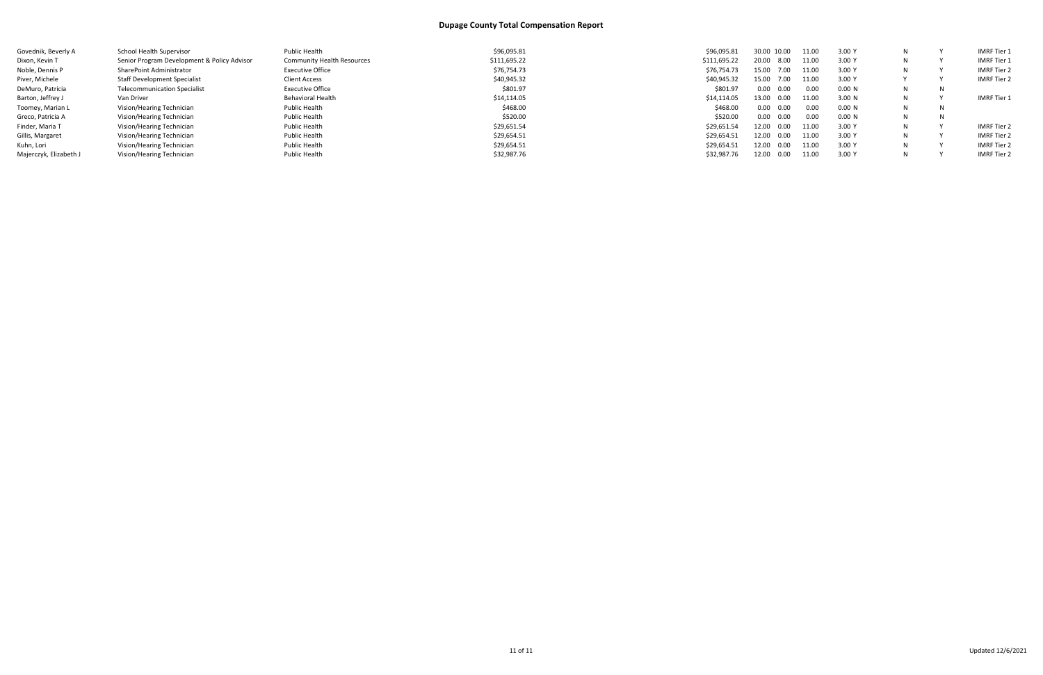# Dupage County Total Compensation Report

| | | | | | | | | | | | | |
|---|---|---|---|---|---|---|---|---|---|---|---|---|
| Govednik, Beverly A | School Health Supervisor | Public Health | $96,095.81 | $96,095.81 | 30.00 | 10.00 | 11.00 | 3.00 | Y | N | Y | IMRF Tier 1 |
| Dixon, Kevin T | Senior Program Development & Policy Advisor | Community Health Resources | $111,695.22 | $111,695.22 | 20.00 | 8.00 | 11.00 | 3.00 | Y | N | Y | IMRF Tier 1 |
| Noble, Dennis P | SharePoint Administrator | Executive Office | $76,754.73 | $76,754.73 | 15.00 | 7.00 | 11.00 | 3.00 | Y | N | Y | IMRF Tier 2 |
| Piver, Michele | Staff Development Specialist | Client Access | $40,945.32 | $40,945.32 | 15.00 | 7.00 | 11.00 | 3.00 | Y | Y | Y | IMRF Tier 2 |
| DeMuro, Patricia | Telecommunication Specialist | Executive Office | $801.97 | $801.97 | 0.00 | 0.00 | 0.00 | 0.00 | N | N | N | |
| Barton, Jeffrey J | Van Driver | Behavioral Health | $14,114.05 | $14,114.05 | 13.00 | 0.00 | 11.00 | 3.00 | N | N | Y | IMRF Tier 1 |
| Toomey, Marian L | Vision/Hearing Technician | Public Health | $468.00 | $468.00 | 0.00 | 0.00 | 0.00 | 0.00 | N | N | N | |
| Greco, Patricia A | Vision/Hearing Technician | Public Health | $520.00 | $520.00 | 0.00 | 0.00 | 0.00 | 0.00 | N | N | N | |
| Finder, Maria T | Vision/Hearing Technician | Public Health | $29,651.54 | $29,651.54 | 12.00 | 0.00 | 11.00 | 3.00 | Y | N | Y | IMRF Tier 2 |
| Gillis, Margaret | Vision/Hearing Technician | Public Health | $29,654.51 | $29,654.51 | 12.00 | 0.00 | 11.00 | 3.00 | Y | N | Y | IMRF Tier 2 |
| Kuhn, Lori | Vision/Hearing Technician | Public Health | $29,654.51 | $29,654.51 | 12.00 | 0.00 | 11.00 | 3.00 | Y | N | Y | IMRF Tier 2 |
| Majerczyk, Elizabeth J | Vision/Hearing Technician | Public Health | $32,987.76 | $32,987.76 | 12.00 | 0.00 | 11.00 | 3.00 | Y | N | Y | IMRF Tier 2 |

Updated 12/6/2021